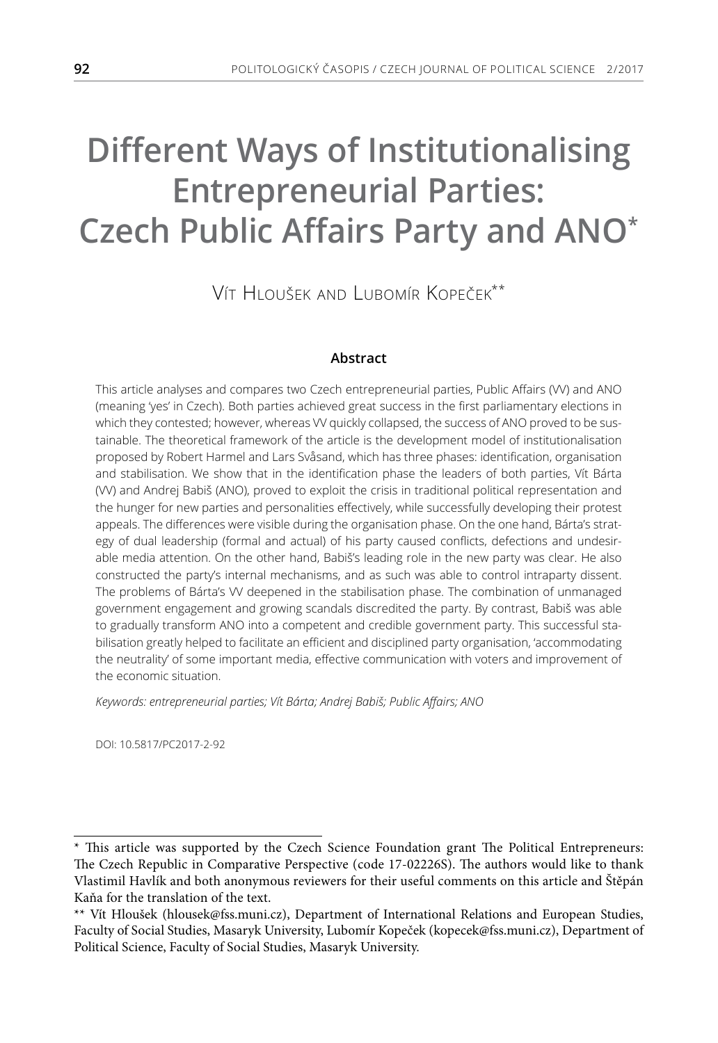# Different Ways of Institutionalising Entrepreneurial Parties: Czech Public Affairs Party and ANO*

Vít Hloušek and Lubomír Kopeček**

**Abstract**

This article analyses and compares two Czech entrepreneurial parties, Public Affairs (VV) and ANO (meaning 'yes' in Czech). Both parties achieved great success in the first parliamentary elections in which they contested; however, whereas VV quickly collapsed, the success of ANO proved to be sustainable. The theoretical framework of the article is the development model of institutionalisation proposed by Robert Harmel and Lars Svåsand, which has three phases: identification, organisation and stabilisation. We show that in the identification phase the leaders of both parties, Vít Bárta (VV) and Andrej Babiš (ANO), proved to exploit the crisis in traditional political representation and the hunger for new parties and personalities effectively, while successfully developing their protest appeals. The differences were visible during the organisation phase. On the one hand, Bárta's strategy of dual leadership (formal and actual) of his party caused conflicts, defections and undesirable media attention. On the other hand, Babiš's leading role in the new party was clear. He also constructed the party's internal mechanisms, and as such was able to control intraparty dissent. The problems of Bárta's VV deepened in the stabilisation phase. The combination of unmanaged government engagement and growing scandals discredited the party. By contrast, Babiš was able to gradually transform ANO into a competent and credible government party. This successful stabilisation greatly helped to facilitate an efficient and disciplined party organisation, 'accommodating the neutrality' of some important media, effective communication with voters and improvement of the economic situation.

*Keywords: entrepreneurial parties; Vít Bárta; Andrej Babiš; Public Affairs; ANO*

DOI: 10.5817/PC2017-2-92

---

* This article was supported by the Czech Science Foundation grant The Political Entrepreneurs: The Czech Republic in Comparative Perspective (code 17-02226S). The authors would like to thank Vlastimil Havlík and both anonymous reviewers for their useful comments on this article and Štěpán Kaňa for the translation of the text.

** Vít Hloušek (hlousek@fss.muni.cz), Department of International Relations and European Studies, Faculty of Social Studies, Masaryk University, Lubomír Kopeček (kopecek@fss.muni.cz), Department of Political Science, Faculty of Social Studies, Masaryk University.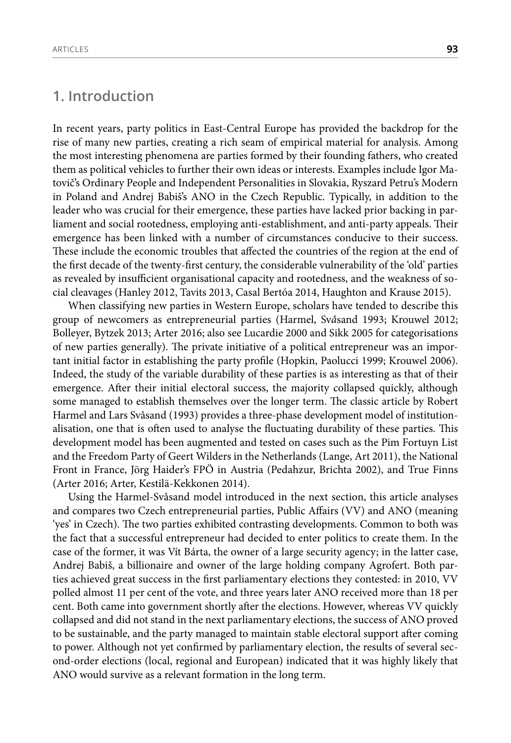## 1. Introduction

In recent years, party politics in East-Central Europe has provided the backdrop for the rise of many new parties, creating a rich seam of empirical material for analysis. Among the most interesting phenomena are parties formed by their founding fathers, who created them as political vehicles to further their own ideas or interests. Examples include Igor Matovič's Ordinary People and Independent Personalities in Slovakia, Ryszard Petru's Modern in Poland and Andrej Babiš's ANO in the Czech Republic. Typically, in addition to the leader who was crucial for their emergence, these parties have lacked prior backing in parliament and social rootedness, employing anti-establishment, and anti-party appeals. Their emergence has been linked with a number of circumstances conducive to their success. These include the economic troubles that affected the countries of the region at the end of the first decade of the twenty-first century, the considerable vulnerability of the 'old' parties as revealed by insufficient organisational capacity and rootedness, and the weakness of social cleavages (Hanley 2012, Tavits 2013, Casal Bertóa 2014, Haughton and Krause 2015).

When classifying new parties in Western Europe, scholars have tended to describe this group of newcomers as entrepreneurial parties (Harmel, Svåsand 1993; Krouwel 2012; Bolleyer, Bytzek 2013; Arter 2016; also see Lucardie 2000 and Sikk 2005 for categorisations of new parties generally). The private initiative of a political entrepreneur was an important initial factor in establishing the party profile (Hopkin, Paolucci 1999; Krouwel 2006). Indeed, the study of the variable durability of these parties is as interesting as that of their emergence. After their initial electoral success, the majority collapsed quickly, although some managed to establish themselves over the longer term. The classic article by Robert Harmel and Lars Svåsand (1993) provides a three-phase development model of institutionalisation, one that is often used to analyse the fluctuating durability of these parties. This development model has been augmented and tested on cases such as the Pim Fortuyn List and the Freedom Party of Geert Wilders in the Netherlands (Lange, Art 2011), the National Front in France, Jörg Haider's FPÖ in Austria (Pedahzur, Brichta 2002), and True Finns (Arter 2016; Arter, Kestilä-Kekkonen 2014).

Using the Harmel-Svåsand model introduced in the next section, this article analyses and compares two Czech entrepreneurial parties, Public Affairs (VV) and ANO (meaning 'yes' in Czech). The two parties exhibited contrasting developments. Common to both was the fact that a successful entrepreneur had decided to enter politics to create them. In the case of the former, it was Vít Bárta, the owner of a large security agency; in the latter case, Andrej Babiš, a billionaire and owner of the large holding company Agrofert. Both parties achieved great success in the first parliamentary elections they contested: in 2010, VV polled almost 11 per cent of the vote, and three years later ANO received more than 18 per cent. Both came into government shortly after the elections. However, whereas VV quickly collapsed and did not stand in the next parliamentary elections, the success of ANO proved to be sustainable, and the party managed to maintain stable electoral support after coming to power. Although not yet confirmed by parliamentary election, the results of several second-order elections (local, regional and European) indicated that it was highly likely that ANO would survive as a relevant formation in the long term.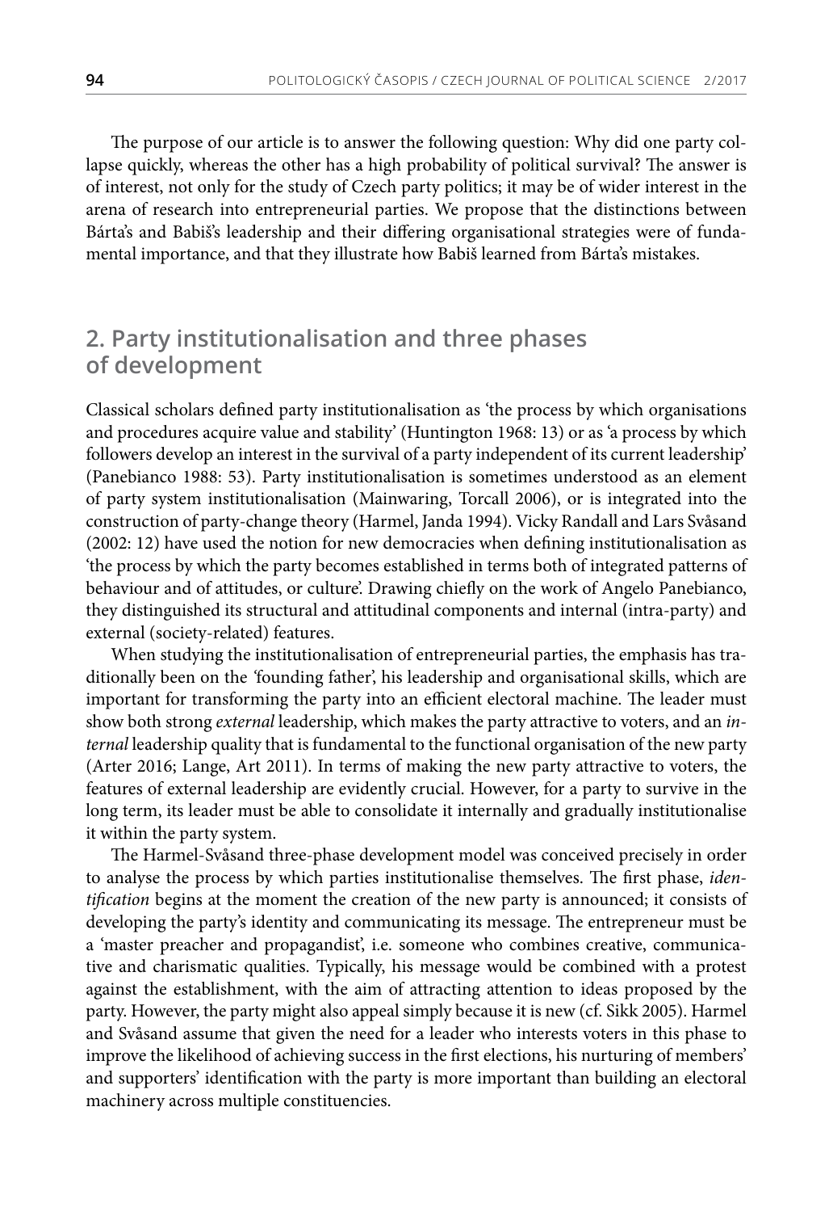The purpose of our article is to answer the following question: Why did one party collapse quickly, whereas the other has a high probability of political survival? The answer is of interest, not only for the study of Czech party politics; it may be of wider interest in the arena of research into entrepreneurial parties. We propose that the distinctions between Bárta's and Babiš's leadership and their differing organisational strategies were of fundamental importance, and that they illustrate how Babiš learned from Bárta's mistakes.

## 2. Party institutionalisation and three phases of development

Classical scholars defined party institutionalisation as 'the process by which organisations and procedures acquire value and stability' (Huntington 1968: 13) or as 'a process by which followers develop an interest in the survival of a party independent of its current leadership' (Panebianco 1988: 53). Party institutionalisation is sometimes understood as an element of party system institutionalisation (Mainwaring, Torcall 2006), or is integrated into the construction of party-change theory (Harmel, Janda 1994). Vicky Randall and Lars Svåsand (2002: 12) have used the notion for new democracies when defining institutionalisation as 'the process by which the party becomes established in terms both of integrated patterns of behaviour and of attitudes, or culture'. Drawing chiefly on the work of Angelo Panebianco, they distinguished its structural and attitudinal components and internal (intra-party) and external (society-related) features.

When studying the institutionalisation of entrepreneurial parties, the emphasis has traditionally been on the 'founding father', his leadership and organisational skills, which are important for transforming the party into an efficient electoral machine. The leader must show both strong *external* leadership, which makes the party attractive to voters, and an *internal* leadership quality that is fundamental to the functional organisation of the new party (Arter 2016; Lange, Art 2011). In terms of making the new party attractive to voters, the features of external leadership are evidently crucial. However, for a party to survive in the long term, its leader must be able to consolidate it internally and gradually institutionalise it within the party system.

The Harmel-Svåsand three-phase development model was conceived precisely in order to analyse the process by which parties institutionalise themselves. The first phase, *identification* begins at the moment the creation of the new party is announced; it consists of developing the party's identity and communicating its message. The entrepreneur must be a 'master preacher and propagandist', i.e. someone who combines creative, communicative and charismatic qualities. Typically, his message would be combined with a protest against the establishment, with the aim of attracting attention to ideas proposed by the party. However, the party might also appeal simply because it is new (cf. Sikk 2005). Harmel and Svåsand assume that given the need for a leader who interests voters in this phase to improve the likelihood of achieving success in the first elections, his nurturing of members' and supporters' identification with the party is more important than building an electoral machinery across multiple constituencies.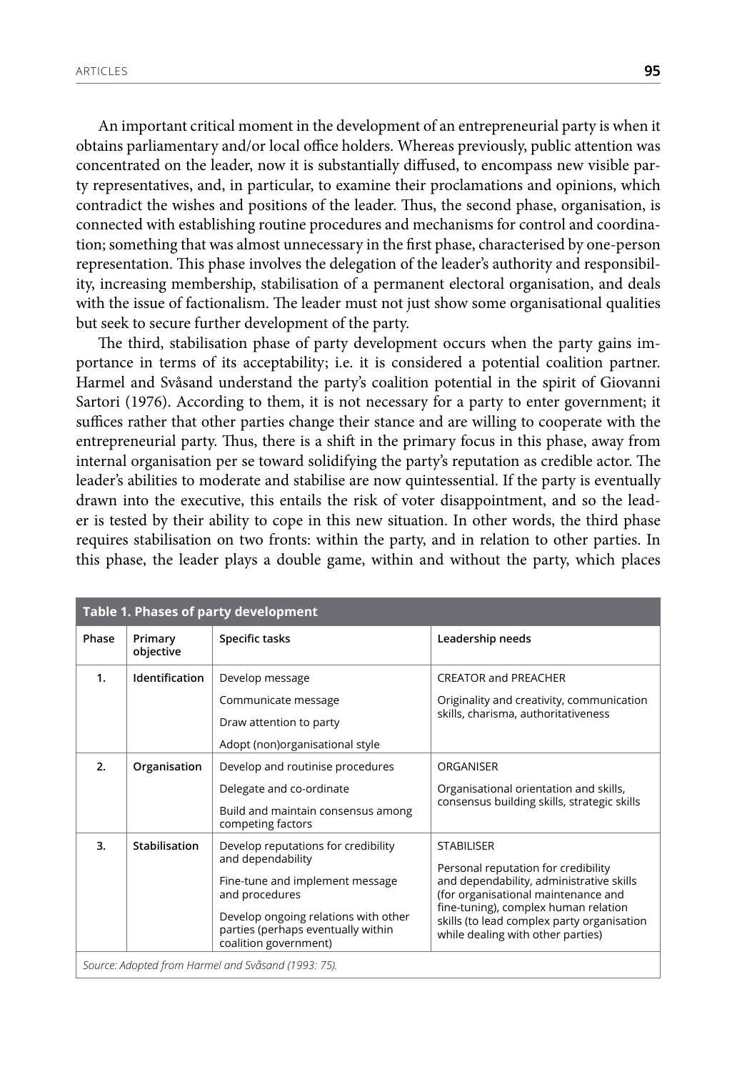An important critical moment in the development of an entrepreneurial party is when it obtains parliamentary and/or local office holders. Whereas previously, public attention was concentrated on the leader, now it is substantially diffused, to encompass new visible party representatives, and, in particular, to examine their proclamations and opinions, which contradict the wishes and positions of the leader. Thus, the second phase, organisation, is connected with establishing routine procedures and mechanisms for control and coordination; something that was almost unnecessary in the first phase, characterised by one-person representation. This phase involves the delegation of the leader's authority and responsibility, increasing membership, stabilisation of a permanent electoral organisation, and deals with the issue of factionalism. The leader must not just show some organisational qualities but seek to secure further development of the party.

The third, stabilisation phase of party development occurs when the party gains importance in terms of its acceptability; i.e. it is considered a potential coalition partner. Harmel and Svåsand understand the party's coalition potential in the spirit of Giovanni Sartori (1976). According to them, it is not necessary for a party to enter government; it suffices rather that other parties change their stance and are willing to cooperate with the entrepreneurial party. Thus, there is a shift in the primary focus in this phase, away from internal organisation per se toward solidifying the party's reputation as credible actor. The leader's abilities to moderate and stabilise are now quintessential. If the party is eventually drawn into the executive, this entails the risk of voter disappointment, and so the leader is tested by their ability to cope in this new situation. In other words, the third phase requires stabilisation on two fronts: within the party, and in relation to other parties. In this phase, the leader plays a double game, within and without the party, which places

**Table 1. Phases of party development**

| Phase | Primary objective | Specific tasks | Leadership needs |
|---|---|---|---|
| 1. | **Identification** | Develop message<br>Communicate message<br>Draw attention to party<br>Adopt (non)organisational style | CREATOR and PREACHER<br>Originality and creativity, communication skills, charisma, authoritativeness |
| 2. | **Organisation** | Develop and routinise procedures<br>Delegate and co-ordinate<br>Build and maintain consensus among competing factors | ORGANISER<br>Organisational orientation and skills, consensus building skills, strategic skills |
| 3. | **Stabilisation** | Develop reputations for credibility and dependability<br>Fine-tune and implement message and procedures<br>Develop ongoing relations with other parties (perhaps eventually within coalition government) | STABILISER<br>Personal reputation for credibility and dependability, administrative skills (for organisational maintenance and fine-tuning), complex human relation skills (to lead complex party organisation while dealing with other parties) |

*Source: Adopted from Harmel and Svåsand (1993: 75).*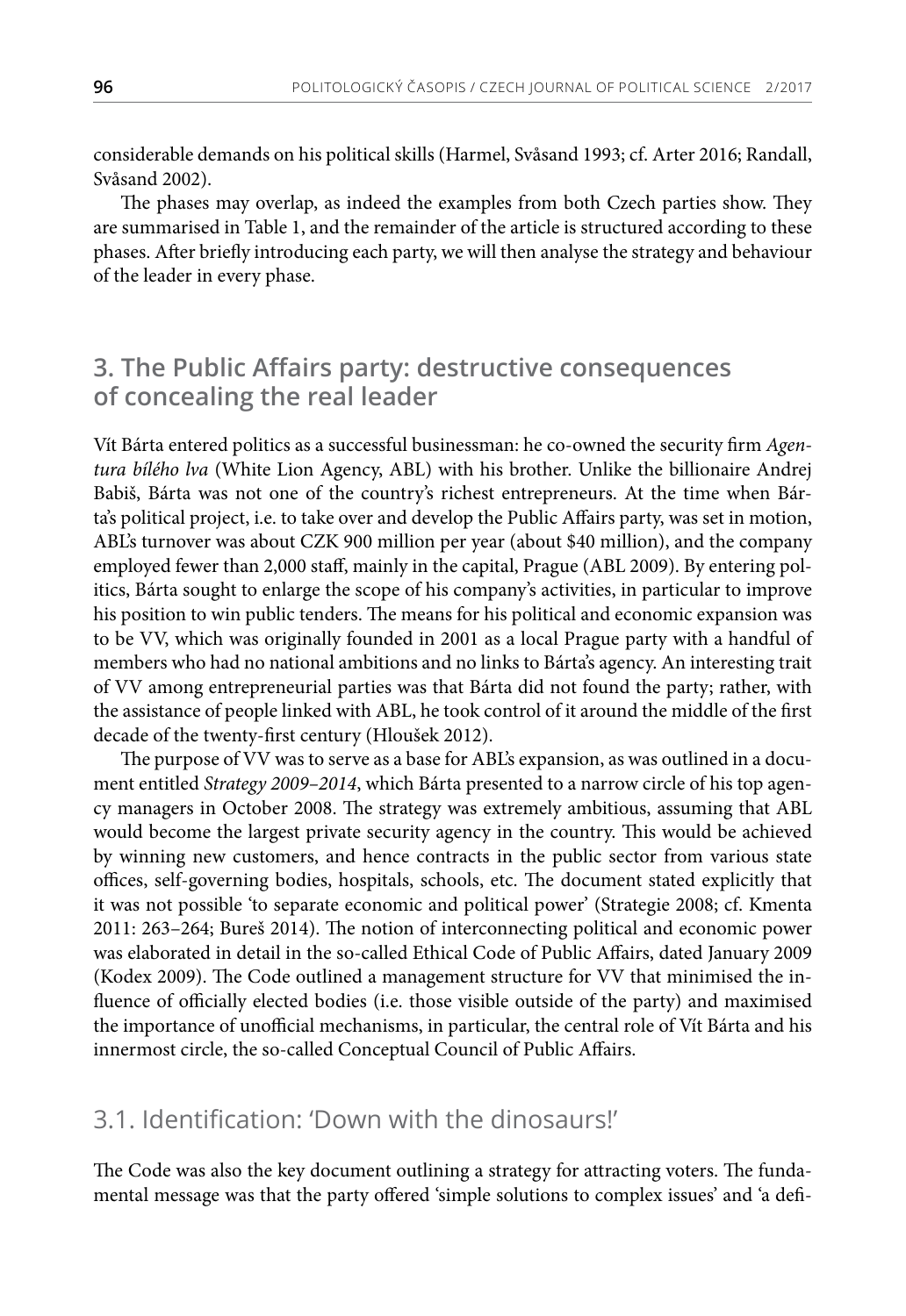considerable demands on his political skills (Harmel, Svåsand 1993; cf. Arter 2016; Randall, Svåsand 2002).

The phases may overlap, as indeed the examples from both Czech parties show. They are summarised in Table 1, and the remainder of the article is structured according to these phases. After briefly introducing each party, we will then analyse the strategy and behaviour of the leader in every phase.

## 3. The Public Affairs party: destructive consequences of concealing the real leader

Vít Bárta entered politics as a successful businessman: he co-owned the security firm *Agentura bílého lva* (White Lion Agency, ABL) with his brother. Unlike the billionaire Andrej Babiš, Bárta was not one of the country's richest entrepreneurs. At the time when Bárta's political project, i.e. to take over and develop the Public Affairs party, was set in motion, ABL's turnover was about CZK 900 million per year (about $40 million), and the company employed fewer than 2,000 staff, mainly in the capital, Prague (ABL 2009). By entering politics, Bárta sought to enlarge the scope of his company's activities, in particular to improve his position to win public tenders. The means for his political and economic expansion was to be VV, which was originally founded in 2001 as a local Prague party with a handful of members who had no national ambitions and no links to Bárta's agency. An interesting trait of VV among entrepreneurial parties was that Bárta did not found the party; rather, with the assistance of people linked with ABL, he took control of it around the middle of the first decade of the twenty-first century (Hloušek 2012).

The purpose of VV was to serve as a base for ABL's expansion, as was outlined in a document entitled *Strategy 2009–2014*, which Bárta presented to a narrow circle of his top agency managers in October 2008. The strategy was extremely ambitious, assuming that ABL would become the largest private security agency in the country. This would be achieved by winning new customers, and hence contracts in the public sector from various state offices, self-governing bodies, hospitals, schools, etc. The document stated explicitly that it was not possible 'to separate economic and political power' (Strategie 2008; cf. Kmenta 2011: 263–264; Bureš 2014). The notion of interconnecting political and economic power was elaborated in detail in the so-called Ethical Code of Public Affairs, dated January 2009 (Kodex 2009). The Code outlined a management structure for VV that minimised the influence of officially elected bodies (i.e. those visible outside of the party) and maximised the importance of unofficial mechanisms, in particular, the central role of Vít Bárta and his innermost circle, the so-called Conceptual Council of Public Affairs.

### 3.1. Identification: 'Down with the dinosaurs!'

The Code was also the key document outlining a strategy for attracting voters. The fundamental message was that the party offered 'simple solutions to complex issues' and 'a defi-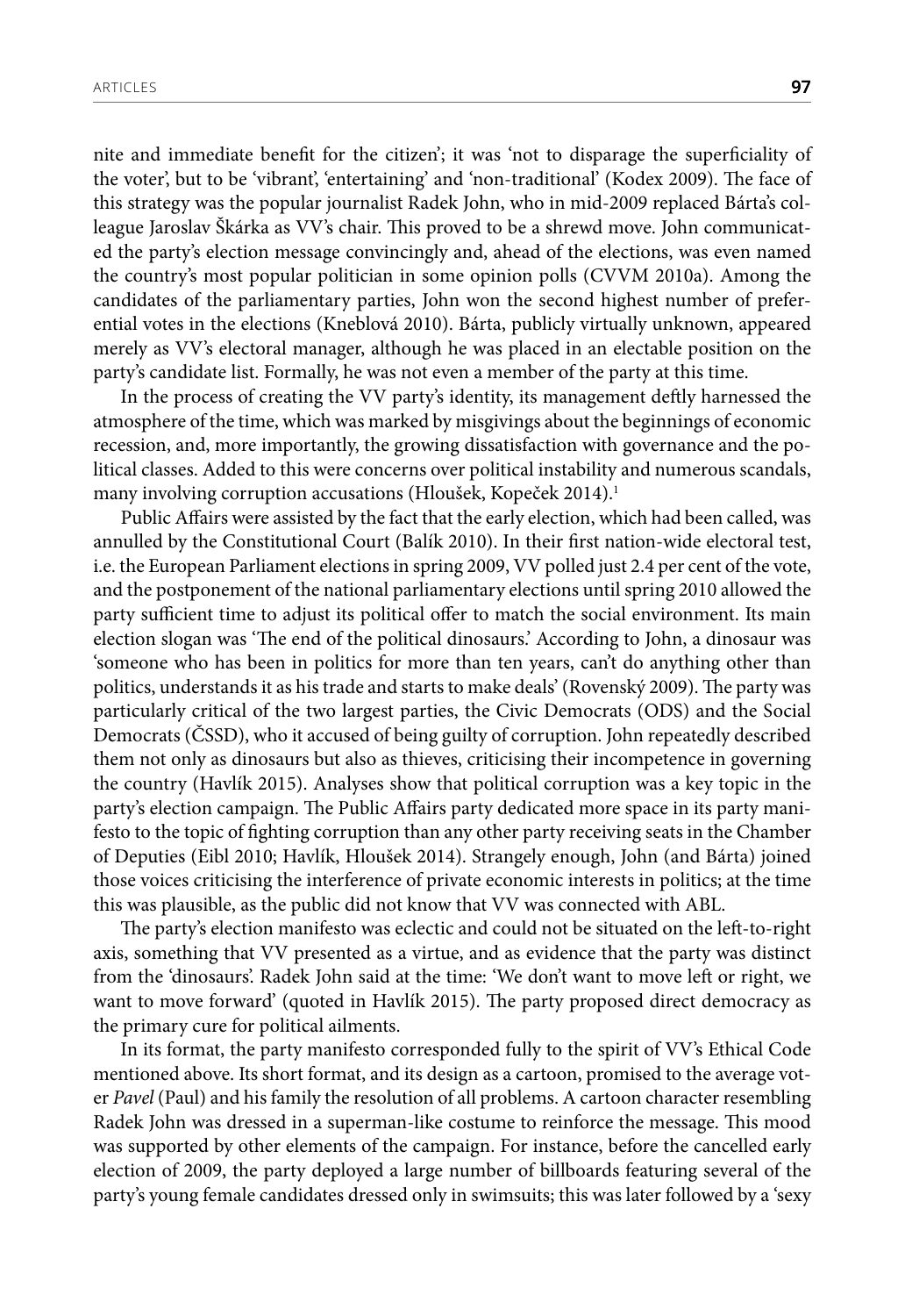nite and immediate benefit for the citizen'; it was 'not to disparage the superficiality of the voter', but to be 'vibrant', 'entertaining' and 'non-traditional' (Kodex 2009). The face of this strategy was the popular journalist Radek John, who in mid-2009 replaced Bárta's colleague Jaroslav Škárka as VV's chair. This proved to be a shrewd move. John communicated the party's election message convincingly and, ahead of the elections, was even named the country's most popular politician in some opinion polls (CVVM 2010a). Among the candidates of the parliamentary parties, John won the second highest number of preferential votes in the elections (Kneblová 2010). Bárta, publicly virtually unknown, appeared merely as VV's electoral manager, although he was placed in an electable position on the party's candidate list. Formally, he was not even a member of the party at this time.

In the process of creating the VV party's identity, its management deftly harnessed the atmosphere of the time, which was marked by misgivings about the beginnings of economic recession, and, more importantly, the growing dissatisfaction with governance and the political classes. Added to this were concerns over political instability and numerous scandals, many involving corruption accusations (Hloušek, Kopeček 2014).[1]

Public Affairs were assisted by the fact that the early election, which had been called, was annulled by the Constitutional Court (Balík 2010). In their first nation-wide electoral test, i.e. the European Parliament elections in spring 2009, VV polled just 2.4 per cent of the vote, and the postponement of the national parliamentary elections until spring 2010 allowed the party sufficient time to adjust its political offer to match the social environment. Its main election slogan was 'The end of the political dinosaurs.' According to John, a dinosaur was 'someone who has been in politics for more than ten years, can't do anything other than politics, understands it as his trade and starts to make deals' (Rovenský 2009). The party was particularly critical of the two largest parties, the Civic Democrats (ODS) and the Social Democrats (ČSSD), who it accused of being guilty of corruption. John repeatedly described them not only as dinosaurs but also as thieves, criticising their incompetence in governing the country (Havlík 2015). Analyses show that political corruption was a key topic in the party's election campaign. The Public Affairs party dedicated more space in its party manifesto to the topic of fighting corruption than any other party receiving seats in the Chamber of Deputies (Eibl 2010; Havlík, Hloušek 2014). Strangely enough, John (and Bárta) joined those voices criticising the interference of private economic interests in politics; at the time this was plausible, as the public did not know that VV was connected with ABL.

The party's election manifesto was eclectic and could not be situated on the left-to-right axis, something that VV presented as a virtue, and as evidence that the party was distinct from the 'dinosaurs'. Radek John said at the time: 'We don't want to move left or right, we want to move forward' (quoted in Havlík 2015). The party proposed direct democracy as the primary cure for political ailments.

In its format, the party manifesto corresponded fully to the spirit of VV's Ethical Code mentioned above. Its short format, and its design as a cartoon, promised to the average voter *Pavel* (Paul) and his family the resolution of all problems. A cartoon character resembling Radek John was dressed in a superman-like costume to reinforce the message. This mood was supported by other elements of the campaign. For instance, before the cancelled early election of 2009, the party deployed a large number of billboards featuring several of the party's young female candidates dressed only in swimsuits; this was later followed by a 'sexy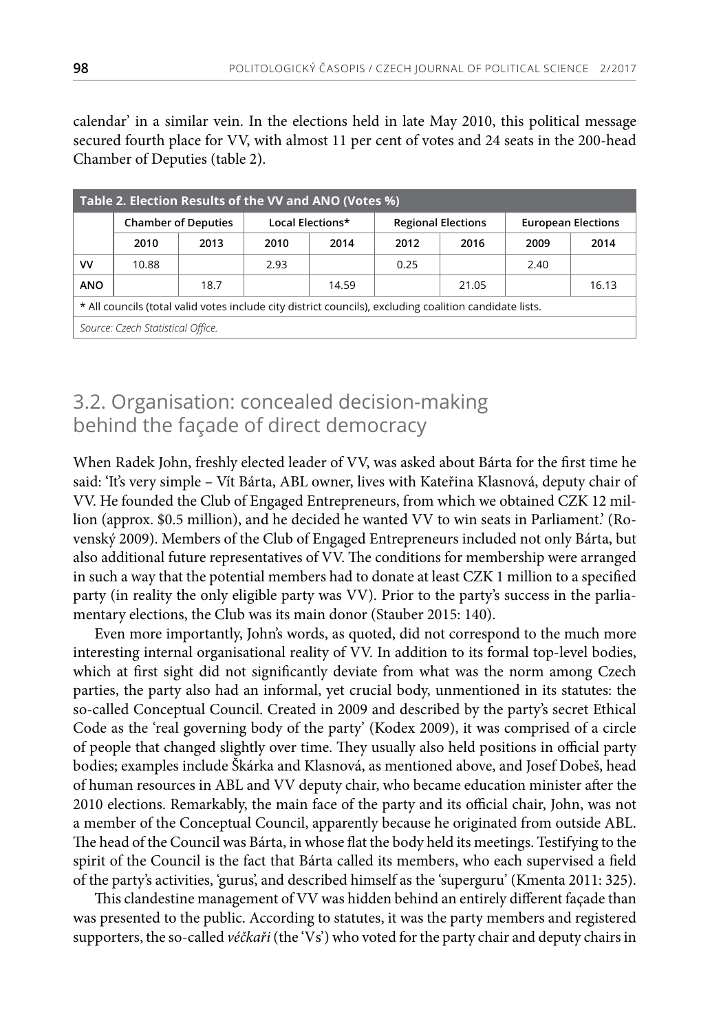calendar' in a similar vein. In the elections held in late May 2010, this political message secured fourth place for VV, with almost 11 per cent of votes and 24 seats in the 200-head Chamber of Deputies (table 2).

**Table 2. Election Results of the VV and ANO (Votes %)**

| | Chamber of Deputies | | Local Elections* | | Regional Elections | | European Elections | |
|---|---|---|---|---|---|---|---|---|
| | 2010 | 2013 | 2010 | 2014 | 2012 | 2016 | 2009 | 2014 |
| VV | 10.88 | | 2.93 | | 0.25 | | 2.40 | |
| ANO | | 18.7 | | 14.59 | | 21.05 | | 16.13 |

\* All councils (total valid votes include city district councils), excluding coalition candidate lists.

*Source: Czech Statistical Office.*

## 3.2. Organisation: concealed decision-making behind the façade of direct democracy

When Radek John, freshly elected leader of VV, was asked about Bárta for the first time he said: 'It's very simple – Vít Bárta, ABL owner, lives with Kateřina Klasnová, deputy chair of VV. He founded the Club of Engaged Entrepreneurs, from which we obtained CZK 12 million (approx. $0.5 million), and he decided he wanted VV to win seats in Parliament.' (Rovenský 2009). Members of the Club of Engaged Entrepreneurs included not only Bárta, but also additional future representatives of VV. The conditions for membership were arranged in such a way that the potential members had to donate at least CZK 1 million to a specified party (in reality the only eligible party was VV). Prior to the party's success in the parliamentary elections, the Club was its main donor (Stauber 2015: 140).

Even more importantly, John's words, as quoted, did not correspond to the much more interesting internal organisational reality of VV. In addition to its formal top-level bodies, which at first sight did not significantly deviate from what was the norm among Czech parties, the party also had an informal, yet crucial body, unmentioned in its statutes: the so-called Conceptual Council. Created in 2009 and described by the party's secret Ethical Code as the 'real governing body of the party' (Kodex 2009), it was comprised of a circle of people that changed slightly over time. They usually also held positions in official party bodies; examples include Škárka and Klasnová, as mentioned above, and Josef Dobeš, head of human resources in ABL and VV deputy chair, who became education minister after the 2010 elections. Remarkably, the main face of the party and its official chair, John, was not a member of the Conceptual Council, apparently because he originated from outside ABL. The head of the Council was Bárta, in whose flat the body held its meetings. Testifying to the spirit of the Council is the fact that Bárta called its members, who each supervised a field of the party's activities, 'gurus', and described himself as the 'superguru' (Kmenta 2011: 325).

This clandestine management of VV was hidden behind an entirely different façade than was presented to the public. According to statutes, it was the party members and registered supporters, the so-called *véčkaři* (the 'Vs') who voted for the party chair and deputy chairs in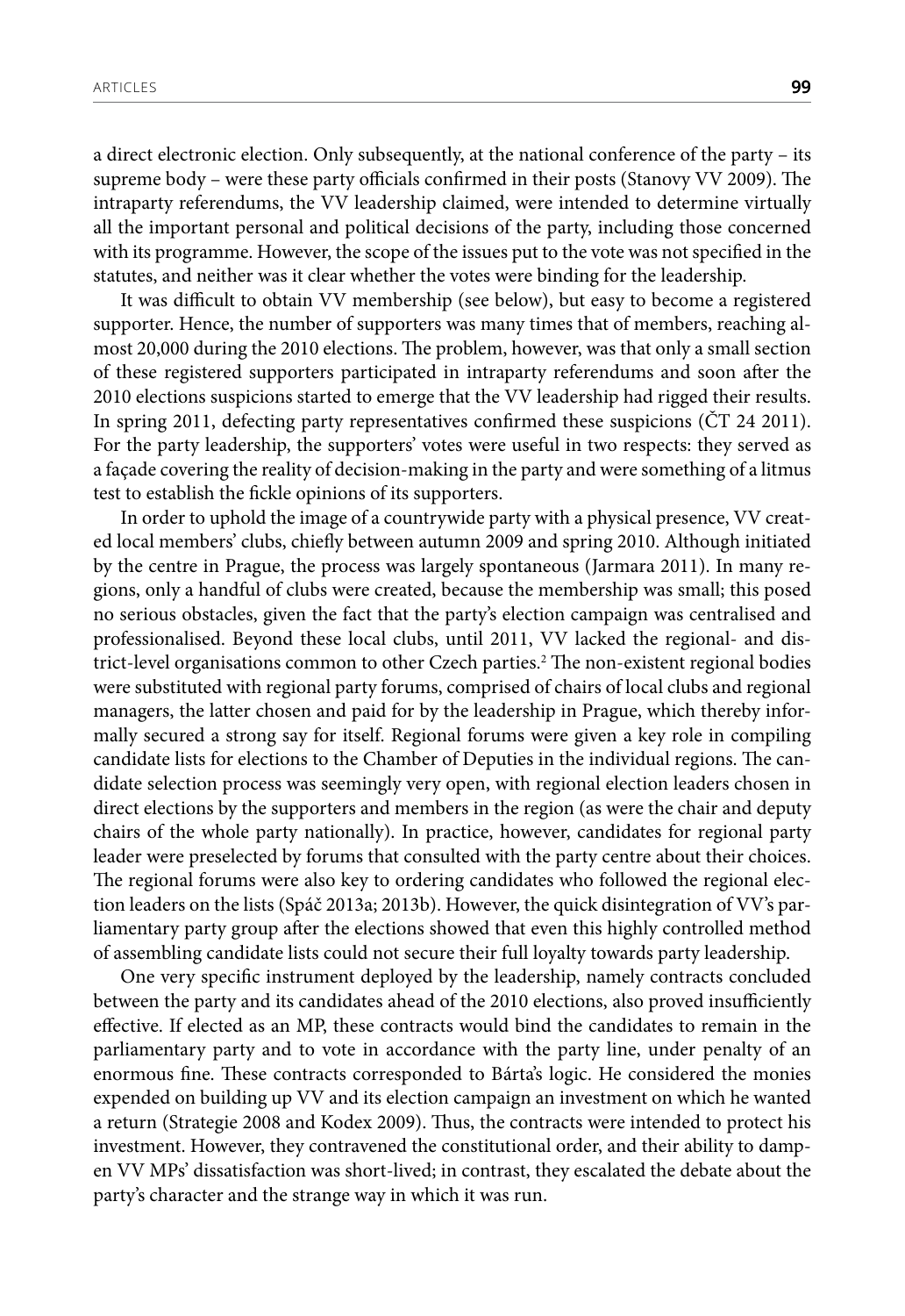a direct electronic election. Only subsequently, at the national conference of the party – its supreme body – were these party officials confirmed in their posts (Stanovy VV 2009). The intraparty referendums, the VV leadership claimed, were intended to determine virtually all the important personal and political decisions of the party, including those concerned with its programme. However, the scope of the issues put to the vote was not specified in the statutes, and neither was it clear whether the votes were binding for the leadership.

It was difficult to obtain VV membership (see below), but easy to become a registered supporter. Hence, the number of supporters was many times that of members, reaching almost 20,000 during the 2010 elections. The problem, however, was that only a small section of these registered supporters participated in intraparty referendums and soon after the 2010 elections suspicions started to emerge that the VV leadership had rigged their results. In spring 2011, defecting party representatives confirmed these suspicions (ČT 24 2011). For the party leadership, the supporters' votes were useful in two respects: they served as a façade covering the reality of decision-making in the party and were something of a litmus test to establish the fickle opinions of its supporters.

In order to uphold the image of a countrywide party with a physical presence, VV created local members' clubs, chiefly between autumn 2009 and spring 2010. Although initiated by the centre in Prague, the process was largely spontaneous (Jarmara 2011). In many regions, only a handful of clubs were created, because the membership was small; this posed no serious obstacles, given the fact that the party's election campaign was centralised and professionalised. Beyond these local clubs, until 2011, VV lacked the regional- and district-level organisations common to other Czech parties.[2] The non-existent regional bodies were substituted with regional party forums, comprised of chairs of local clubs and regional managers, the latter chosen and paid for by the leadership in Prague, which thereby informally secured a strong say for itself. Regional forums were given a key role in compiling candidate lists for elections to the Chamber of Deputies in the individual regions. The candidate selection process was seemingly very open, with regional election leaders chosen in direct elections by the supporters and members in the region (as were the chair and deputy chairs of the whole party nationally). In practice, however, candidates for regional party leader were preselected by forums that consulted with the party centre about their choices. The regional forums were also key to ordering candidates who followed the regional election leaders on the lists (Spáč 2013a; 2013b). However, the quick disintegration of VV's parliamentary party group after the elections showed that even this highly controlled method of assembling candidate lists could not secure their full loyalty towards party leadership.

One very specific instrument deployed by the leadership, namely contracts concluded between the party and its candidates ahead of the 2010 elections, also proved insufficiently effective. If elected as an MP, these contracts would bind the candidates to remain in the parliamentary party and to vote in accordance with the party line, under penalty of an enormous fine. These contracts corresponded to Bárta's logic. He considered the monies expended on building up VV and its election campaign an investment on which he wanted a return (Strategie 2008 and Kodex 2009). Thus, the contracts were intended to protect his investment. However, they contravened the constitutional order, and their ability to dampen VV MPs' dissatisfaction was short-lived; in contrast, they escalated the debate about the party's character and the strange way in which it was run.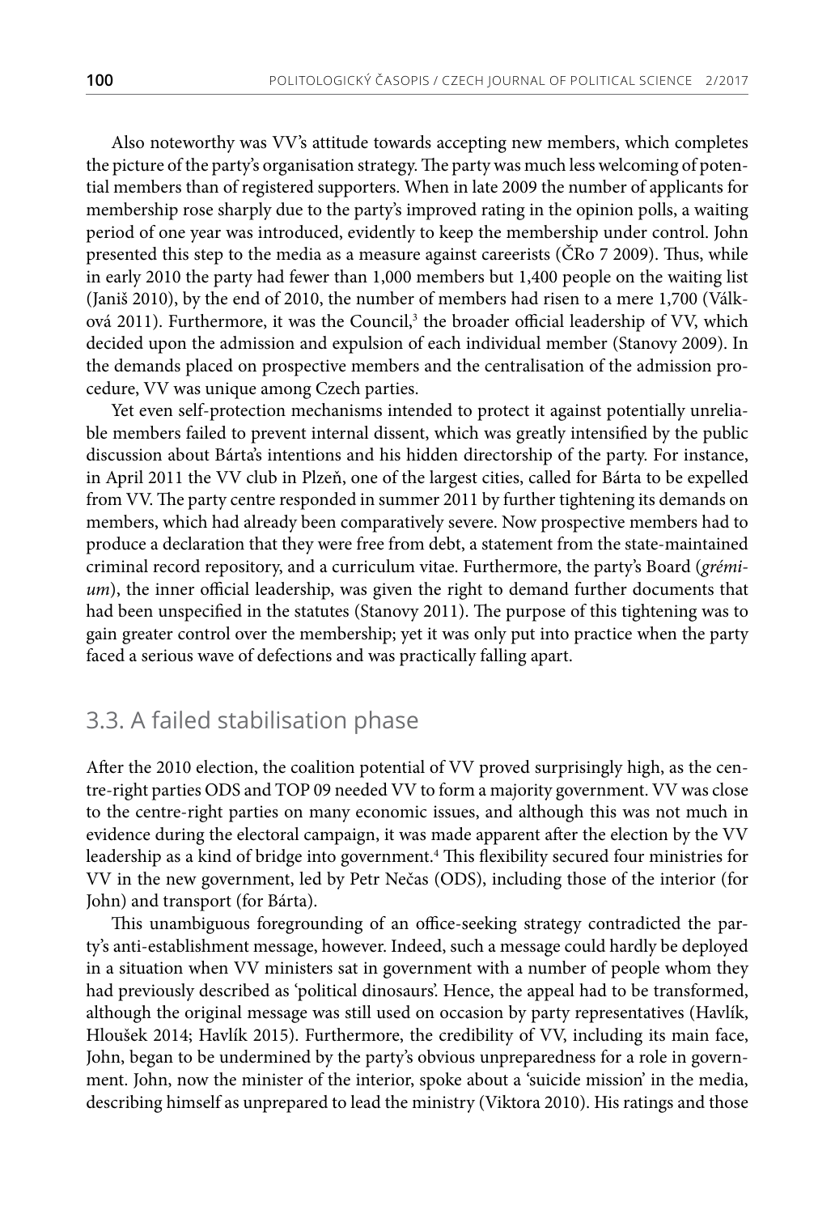Also noteworthy was VV's attitude towards accepting new members, which completes the picture of the party's organisation strategy. The party was much less welcoming of potential members than of registered supporters. When in late 2009 the number of applicants for membership rose sharply due to the party's improved rating in the opinion polls, a waiting period of one year was introduced, evidently to keep the membership under control. John presented this step to the media as a measure against careerists (ČRo 7 2009). Thus, while in early 2010 the party had fewer than 1,000 members but 1,400 people on the waiting list (Janiš 2010), by the end of 2010, the number of members had risen to a mere 1,700 (Válková 2011). Furthermore, it was the Council,[3] the broader official leadership of VV, which decided upon the admission and expulsion of each individual member (Stanovy 2009). In the demands placed on prospective members and the centralisation of the admission procedure, VV was unique among Czech parties.

Yet even self-protection mechanisms intended to protect it against potentially unreliable members failed to prevent internal dissent, which was greatly intensified by the public discussion about Bárta's intentions and his hidden directorship of the party. For instance, in April 2011 the VV club in Plzeň, one of the largest cities, called for Bárta to be expelled from VV. The party centre responded in summer 2011 by further tightening its demands on members, which had already been comparatively severe. Now prospective members had to produce a declaration that they were free from debt, a statement from the state-maintained criminal record repository, and a curriculum vitae. Furthermore, the party's Board (*grémium*), the inner official leadership, was given the right to demand further documents that had been unspecified in the statutes (Stanovy 2011). The purpose of this tightening was to gain greater control over the membership; yet it was only put into practice when the party faced a serious wave of defections and was practically falling apart.

## 3.3. A failed stabilisation phase

After the 2010 election, the coalition potential of VV proved surprisingly high, as the centre-right parties ODS and TOP 09 needed VV to form a majority government. VV was close to the centre-right parties on many economic issues, and although this was not much in evidence during the electoral campaign, it was made apparent after the election by the VV leadership as a kind of bridge into government.[4] This flexibility secured four ministries for VV in the new government, led by Petr Nečas (ODS), including those of the interior (for John) and transport (for Bárta).

This unambiguous foregrounding of an office-seeking strategy contradicted the party's anti-establishment message, however. Indeed, such a message could hardly be deployed in a situation when VV ministers sat in government with a number of people whom they had previously described as 'political dinosaurs'. Hence, the appeal had to be transformed, although the original message was still used on occasion by party representatives (Havlík, Hloušek 2014; Havlík 2015). Furthermore, the credibility of VV, including its main face, John, began to be undermined by the party's obvious unpreparedness for a role in government. John, now the minister of the interior, spoke about a 'suicide mission' in the media, describing himself as unprepared to lead the ministry (Viktora 2010). His ratings and those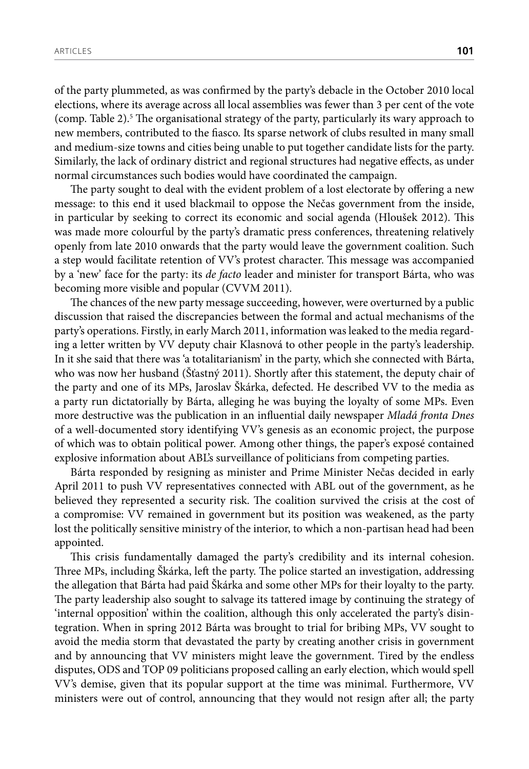of the party plummeted, as was confirmed by the party's debacle in the October 2010 local elections, where its average across all local assemblies was fewer than 3 per cent of the vote (comp. Table 2).[5] The organisational strategy of the party, particularly its wary approach to new members, contributed to the fiasco. Its sparse network of clubs resulted in many small and medium-size towns and cities being unable to put together candidate lists for the party. Similarly, the lack of ordinary district and regional structures had negative effects, as under normal circumstances such bodies would have coordinated the campaign.

The party sought to deal with the evident problem of a lost electorate by offering a new message: to this end it used blackmail to oppose the Nečas government from the inside, in particular by seeking to correct its economic and social agenda (Hloušek 2012). This was made more colourful by the party's dramatic press conferences, threatening relatively openly from late 2010 onwards that the party would leave the government coalition. Such a step would facilitate retention of VV's protest character. This message was accompanied by a 'new' face for the party: its *de facto* leader and minister for transport Bárta, who was becoming more visible and popular (CVVM 2011).

The chances of the new party message succeeding, however, were overturned by a public discussion that raised the discrepancies between the formal and actual mechanisms of the party's operations. Firstly, in early March 2011, information was leaked to the media regarding a letter written by VV deputy chair Klasnová to other people in the party's leadership. In it she said that there was 'a totalitarianism' in the party, which she connected with Bárta, who was now her husband (Šťastný 2011). Shortly after this statement, the deputy chair of the party and one of its MPs, Jaroslav Škárka, defected. He described VV to the media as a party run dictatorially by Bárta, alleging he was buying the loyalty of some MPs. Even more destructive was the publication in an influential daily newspaper *Mladá fronta Dnes* of a well-documented story identifying VV's genesis as an economic project, the purpose of which was to obtain political power. Among other things, the paper's exposé contained explosive information about ABL's surveillance of politicians from competing parties.

Bárta responded by resigning as minister and Prime Minister Nečas decided in early April 2011 to push VV representatives connected with ABL out of the government, as he believed they represented a security risk. The coalition survived the crisis at the cost of a compromise: VV remained in government but its position was weakened, as the party lost the politically sensitive ministry of the interior, to which a non-partisan head had been appointed.

This crisis fundamentally damaged the party's credibility and its internal cohesion. Three MPs, including Škárka, left the party. The police started an investigation, addressing the allegation that Bárta had paid Škárka and some other MPs for their loyalty to the party. The party leadership also sought to salvage its tattered image by continuing the strategy of 'internal opposition' within the coalition, although this only accelerated the party's disintegration. When in spring 2012 Bárta was brought to trial for bribing MPs, VV sought to avoid the media storm that devastated the party by creating another crisis in government and by announcing that VV ministers might leave the government. Tired by the endless disputes, ODS and TOP 09 politicians proposed calling an early election, which would spell VV's demise, given that its popular support at the time was minimal. Furthermore, VV ministers were out of control, announcing that they would not resign after all; the party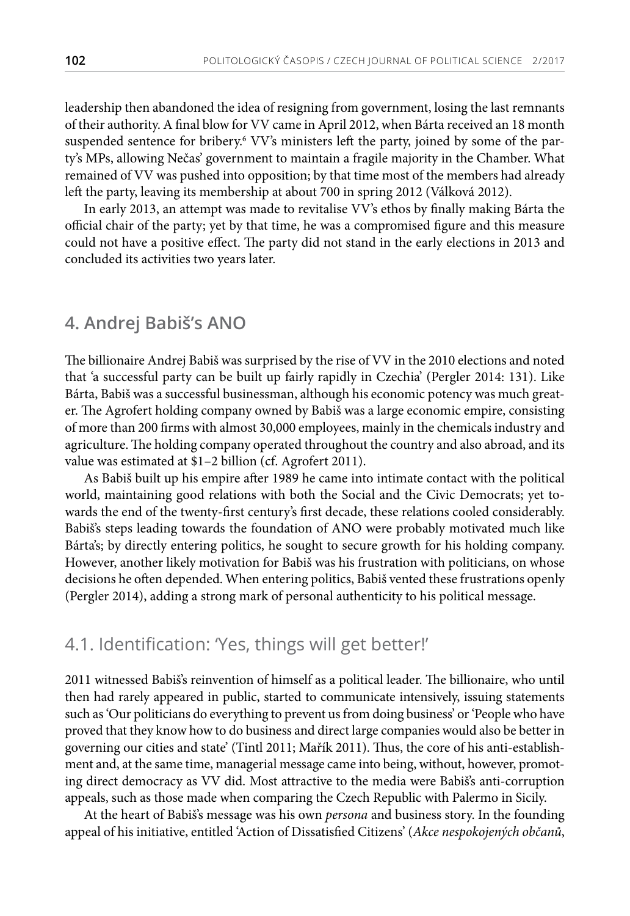leadership then abandoned the idea of resigning from government, losing the last remnants of their authority. A final blow for VV came in April 2012, when Bárta received an 18 month suspended sentence for bribery.[6] VV's ministers left the party, joined by some of the party's MPs, allowing Nečas' government to maintain a fragile majority in the Chamber. What remained of VV was pushed into opposition; by that time most of the members had already left the party, leaving its membership at about 700 in spring 2012 (Válková 2012).

In early 2013, an attempt was made to revitalise VV's ethos by finally making Bárta the official chair of the party; yet by that time, he was a compromised figure and this measure could not have a positive effect. The party did not stand in the early elections in 2013 and concluded its activities two years later.

## 4. Andrej Babiš's ANO

The billionaire Andrej Babiš was surprised by the rise of VV in the 2010 elections and noted that 'a successful party can be built up fairly rapidly in Czechia' (Pergler 2014: 131). Like Bárta, Babiš was a successful businessman, although his economic potency was much greater. The Agrofert holding company owned by Babiš was a large economic empire, consisting of more than 200 firms with almost 30,000 employees, mainly in the chemicals industry and agriculture. The holding company operated throughout the country and also abroad, and its value was estimated at \$1–2 billion (cf. Agrofert 2011).

As Babiš built up his empire after 1989 he came into intimate contact with the political world, maintaining good relations with both the Social and the Civic Democrats; yet towards the end of the twenty-first century's first decade, these relations cooled considerably. Babiš's steps leading towards the foundation of ANO were probably motivated much like Bárta's; by directly entering politics, he sought to secure growth for his holding company. However, another likely motivation for Babiš was his frustration with politicians, on whose decisions he often depended. When entering politics, Babiš vented these frustrations openly (Pergler 2014), adding a strong mark of personal authenticity to his political message.

### 4.1. Identification: 'Yes, things will get better!'

2011 witnessed Babiš's reinvention of himself as a political leader. The billionaire, who until then had rarely appeared in public, started to communicate intensively, issuing statements such as 'Our politicians do everything to prevent us from doing business' or 'People who have proved that they know how to do business and direct large companies would also be better in governing our cities and state' (Tintl 2011; Mařík 2011). Thus, the core of his anti-establishment and, at the same time, managerial message came into being, without, however, promoting direct democracy as VV did. Most attractive to the media were Babiš's anti-corruption appeals, such as those made when comparing the Czech Republic with Palermo in Sicily.

At the heart of Babiš's message was his own *persona* and business story. In the founding appeal of his initiative, entitled 'Action of Dissatisfied Citizens' (*Akce nespokojených občanů*,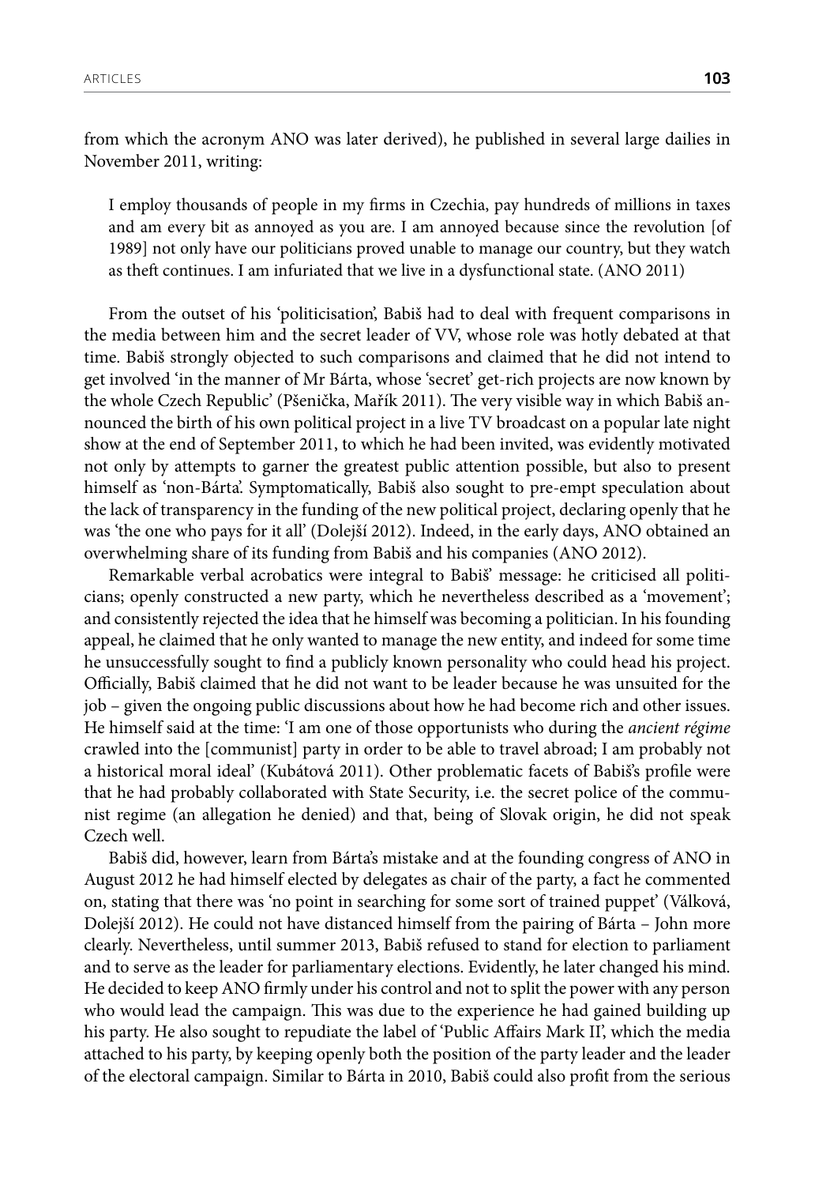from which the acronym ANO was later derived), he published in several large dailies in November 2011, writing:

> I employ thousands of people in my firms in Czechia, pay hundreds of millions in taxes and am every bit as annoyed as you are. I am annoyed because since the revolution [of 1989] not only have our politicians proved unable to manage our country, but they watch as theft continues. I am infuriated that we live in a dysfunctional state. (ANO 2011)

From the outset of his 'politicisation', Babiš had to deal with frequent comparisons in the media between him and the secret leader of VV, whose role was hotly debated at that time. Babiš strongly objected to such comparisons and claimed that he did not intend to get involved 'in the manner of Mr Bárta, whose 'secret' get-rich projects are now known by the whole Czech Republic' (Pšenička, Mařík 2011). The very visible way in which Babiš announced the birth of his own political project in a live TV broadcast on a popular late night show at the end of September 2011, to which he had been invited, was evidently motivated not only by attempts to garner the greatest public attention possible, but also to present himself as 'non-Bárta'. Symptomatically, Babiš also sought to pre-empt speculation about the lack of transparency in the funding of the new political project, declaring openly that he was 'the one who pays for it all' (Dolejší 2012). Indeed, in the early days, ANO obtained an overwhelming share of its funding from Babiš and his companies (ANO 2012).

Remarkable verbal acrobatics were integral to Babiš' message: he criticised all politicians; openly constructed a new party, which he nevertheless described as a 'movement'; and consistently rejected the idea that he himself was becoming a politician. In his founding appeal, he claimed that he only wanted to manage the new entity, and indeed for some time he unsuccessfully sought to find a publicly known personality who could head his project. Officially, Babiš claimed that he did not want to be leader because he was unsuited for the job – given the ongoing public discussions about how he had become rich and other issues. He himself said at the time: 'I am one of those opportunists who during the *ancient régime* crawled into the [communist] party in order to be able to travel abroad; I am probably not a historical moral ideal' (Kubátová 2011). Other problematic facets of Babiš's profile were that he had probably collaborated with State Security, i.e. the secret police of the communist regime (an allegation he denied) and that, being of Slovak origin, he did not speak Czech well.

Babiš did, however, learn from Bárta's mistake and at the founding congress of ANO in August 2012 he had himself elected by delegates as chair of the party, a fact he commented on, stating that there was 'no point in searching for some sort of trained puppet' (Válková, Dolejší 2012). He could not have distanced himself from the pairing of Bárta – John more clearly. Nevertheless, until summer 2013, Babiš refused to stand for election to parliament and to serve as the leader for parliamentary elections. Evidently, he later changed his mind. He decided to keep ANO firmly under his control and not to split the power with any person who would lead the campaign. This was due to the experience he had gained building up his party. He also sought to repudiate the label of 'Public Affairs Mark II', which the media attached to his party, by keeping openly both the position of the party leader and the leader of the electoral campaign. Similar to Bárta in 2010, Babiš could also profit from the serious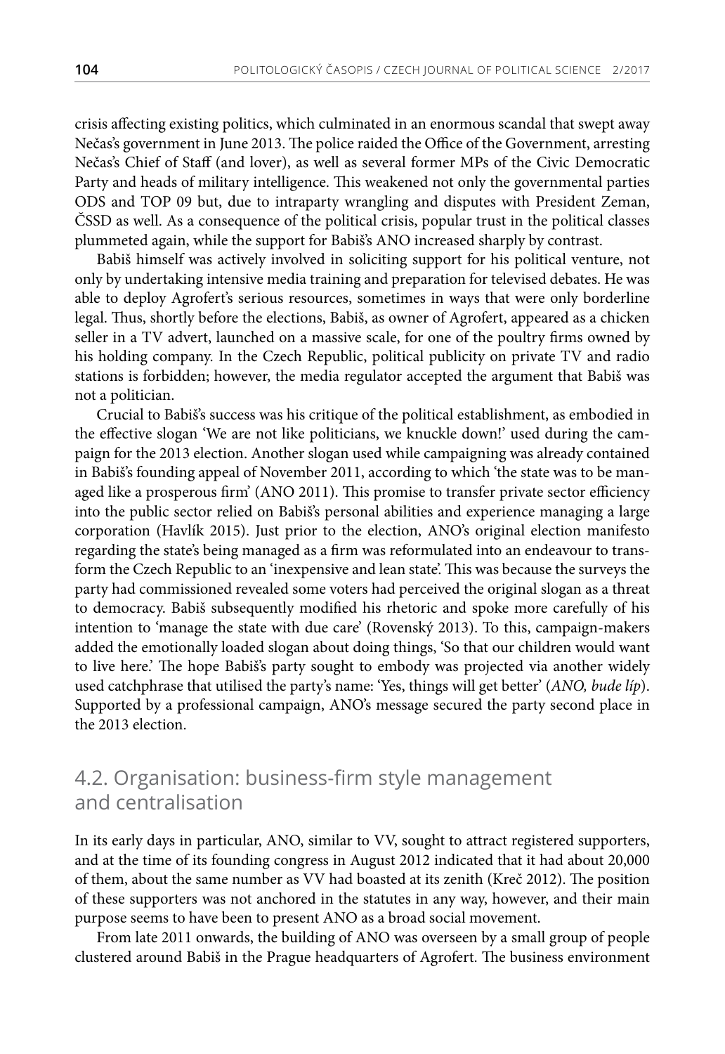crisis affecting existing politics, which culminated in an enormous scandal that swept away Nečas's government in June 2013. The police raided the Office of the Government, arresting Nečas's Chief of Staff (and lover), as well as several former MPs of the Civic Democratic Party and heads of military intelligence. This weakened not only the governmental parties ODS and TOP 09 but, due to intraparty wrangling and disputes with President Zeman, ČSSD as well. As a consequence of the political crisis, popular trust in the political classes plummeted again, while the support for Babiš's ANO increased sharply by contrast.

Babiš himself was actively involved in soliciting support for his political venture, not only by undertaking intensive media training and preparation for televised debates. He was able to deploy Agrofert's serious resources, sometimes in ways that were only borderline legal. Thus, shortly before the elections, Babiš, as owner of Agrofert, appeared as a chicken seller in a TV advert, launched on a massive scale, for one of the poultry firms owned by his holding company. In the Czech Republic, political publicity on private TV and radio stations is forbidden; however, the media regulator accepted the argument that Babiš was not a politician.

Crucial to Babiš's success was his critique of the political establishment, as embodied in the effective slogan 'We are not like politicians, we knuckle down!' used during the campaign for the 2013 election. Another slogan used while campaigning was already contained in Babiš's founding appeal of November 2011, according to which 'the state was to be managed like a prosperous firm' (ANO 2011). This promise to transfer private sector efficiency into the public sector relied on Babiš's personal abilities and experience managing a large corporation (Havlík 2015). Just prior to the election, ANO's original election manifesto regarding the state's being managed as a firm was reformulated into an endeavour to transform the Czech Republic to an 'inexpensive and lean state'. This was because the surveys the party had commissioned revealed some voters had perceived the original slogan as a threat to democracy. Babiš subsequently modified his rhetoric and spoke more carefully of his intention to 'manage the state with due care' (Rovenský 2013). To this, campaign-makers added the emotionally loaded slogan about doing things, 'So that our children would want to live here.' The hope Babiš's party sought to embody was projected via another widely used catchphrase that utilised the party's name: 'Yes, things will get better' (*ANO, bude líp*). Supported by a professional campaign, ANO's message secured the party second place in the 2013 election.

## 4.2. Organisation: business-firm style management and centralisation

In its early days in particular, ANO, similar to VV, sought to attract registered supporters, and at the time of its founding congress in August 2012 indicated that it had about 20,000 of them, about the same number as VV had boasted at its zenith (Kreč 2012). The position of these supporters was not anchored in the statutes in any way, however, and their main purpose seems to have been to present ANO as a broad social movement.

From late 2011 onwards, the building of ANO was overseen by a small group of people clustered around Babiš in the Prague headquarters of Agrofert. The business environment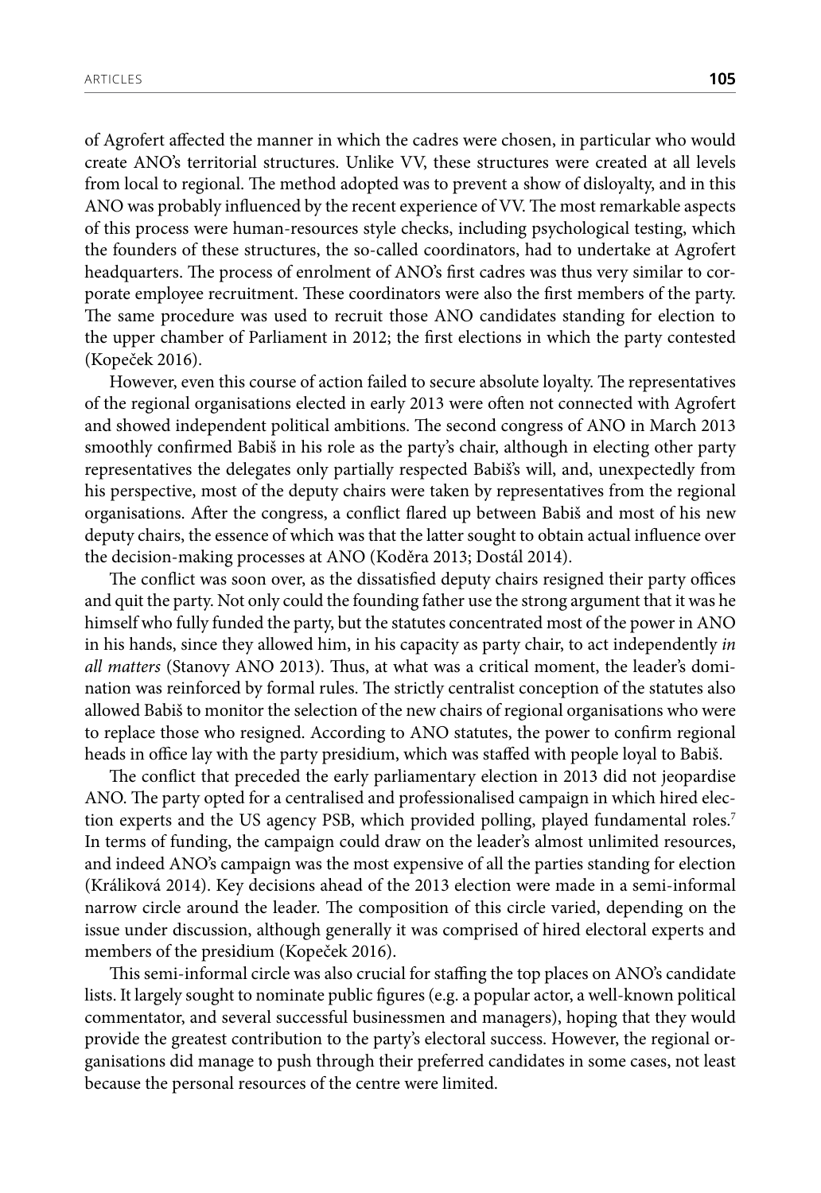of Agrofert affected the manner in which the cadres were chosen, in particular who would create ANO's territorial structures. Unlike VV, these structures were created at all levels from local to regional. The method adopted was to prevent a show of disloyalty, and in this ANO was probably influenced by the recent experience of VV. The most remarkable aspects of this process were human-resources style checks, including psychological testing, which the founders of these structures, the so-called coordinators, had to undertake at Agrofert headquarters. The process of enrolment of ANO's first cadres was thus very similar to corporate employee recruitment. These coordinators were also the first members of the party. The same procedure was used to recruit those ANO candidates standing for election to the upper chamber of Parliament in 2012; the first elections in which the party contested (Kopeček 2016).

However, even this course of action failed to secure absolute loyalty. The representatives of the regional organisations elected in early 2013 were often not connected with Agrofert and showed independent political ambitions. The second congress of ANO in March 2013 smoothly confirmed Babiš in his role as the party's chair, although in electing other party representatives the delegates only partially respected Babiš's will, and, unexpectedly from his perspective, most of the deputy chairs were taken by representatives from the regional organisations. After the congress, a conflict flared up between Babiš and most of his new deputy chairs, the essence of which was that the latter sought to obtain actual influence over the decision-making processes at ANO (Koděra 2013; Dostál 2014).

The conflict was soon over, as the dissatisfied deputy chairs resigned their party offices and quit the party. Not only could the founding father use the strong argument that it was he himself who fully funded the party, but the statutes concentrated most of the power in ANO in his hands, since they allowed him, in his capacity as party chair, to act independently *in all matters* (Stanovy ANO 2013). Thus, at what was a critical moment, the leader's domination was reinforced by formal rules. The strictly centralist conception of the statutes also allowed Babiš to monitor the selection of the new chairs of regional organisations who were to replace those who resigned. According to ANO statutes, the power to confirm regional heads in office lay with the party presidium, which was staffed with people loyal to Babiš.

The conflict that preceded the early parliamentary election in 2013 did not jeopardise ANO. The party opted for a centralised and professionalised campaign in which hired election experts and the US agency PSB, which provided polling, played fundamental roles.[7] In terms of funding, the campaign could draw on the leader's almost unlimited resources, and indeed ANO's campaign was the most expensive of all the parties standing for election (Králiková 2014). Key decisions ahead of the 2013 election were made in a semi-informal narrow circle around the leader. The composition of this circle varied, depending on the issue under discussion, although generally it was comprised of hired electoral experts and members of the presidium (Kopeček 2016).

This semi-informal circle was also crucial for staffing the top places on ANO's candidate lists. It largely sought to nominate public figures (e.g. a popular actor, a well-known political commentator, and several successful businessmen and managers), hoping that they would provide the greatest contribution to the party's electoral success. However, the regional organisations did manage to push through their preferred candidates in some cases, not least because the personal resources of the centre were limited.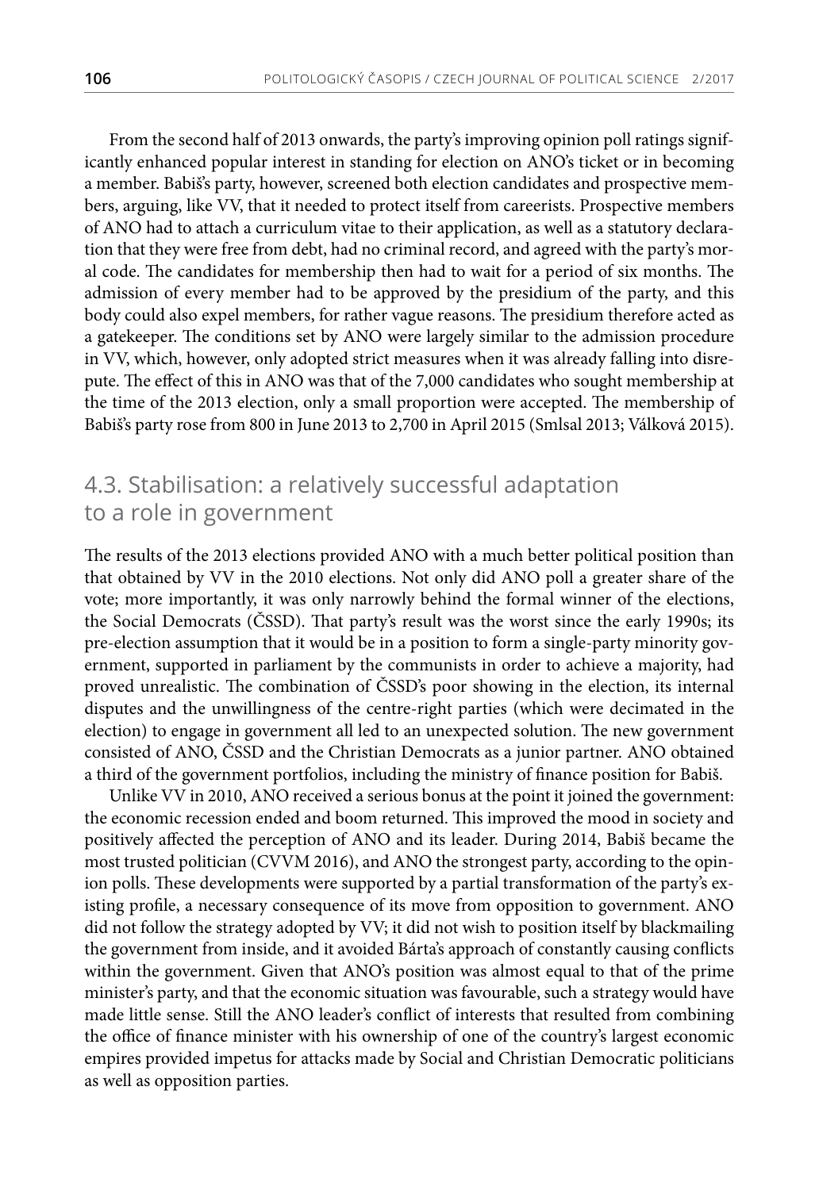From the second half of 2013 onwards, the party's improving opinion poll ratings significantly enhanced popular interest in standing for election on ANO's ticket or in becoming a member. Babiš's party, however, screened both election candidates and prospective members, arguing, like VV, that it needed to protect itself from careerists. Prospective members of ANO had to attach a curriculum vitae to their application, as well as a statutory declaration that they were free from debt, had no criminal record, and agreed with the party's moral code. The candidates for membership then had to wait for a period of six months. The admission of every member had to be approved by the presidium of the party, and this body could also expel members, for rather vague reasons. The presidium therefore acted as a gatekeeper. The conditions set by ANO were largely similar to the admission procedure in VV, which, however, only adopted strict measures when it was already falling into disrepute. The effect of this in ANO was that of the 7,000 candidates who sought membership at the time of the 2013 election, only a small proportion were accepted. The membership of Babiš's party rose from 800 in June 2013 to 2,700 in April 2015 (Smlsal 2013; Válková 2015).

## 4.3. Stabilisation: a relatively successful adaptation to a role in government

The results of the 2013 elections provided ANO with a much better political position than that obtained by VV in the 2010 elections. Not only did ANO poll a greater share of the vote; more importantly, it was only narrowly behind the formal winner of the elections, the Social Democrats (ČSSD). That party's result was the worst since the early 1990s; its pre-election assumption that it would be in a position to form a single-party minority government, supported in parliament by the communists in order to achieve a majority, had proved unrealistic. The combination of ČSSD's poor showing in the election, its internal disputes and the unwillingness of the centre-right parties (which were decimated in the election) to engage in government all led to an unexpected solution. The new government consisted of ANO, ČSSD and the Christian Democrats as a junior partner. ANO obtained a third of the government portfolios, including the ministry of finance position for Babiš.

Unlike VV in 2010, ANO received a serious bonus at the point it joined the government: the economic recession ended and boom returned. This improved the mood in society and positively affected the perception of ANO and its leader. During 2014, Babiš became the most trusted politician (CVVM 2016), and ANO the strongest party, according to the opinion polls. These developments were supported by a partial transformation of the party's existing profile, a necessary consequence of its move from opposition to government. ANO did not follow the strategy adopted by VV; it did not wish to position itself by blackmailing the government from inside, and it avoided Bárta's approach of constantly causing conflicts within the government. Given that ANO's position was almost equal to that of the prime minister's party, and that the economic situation was favourable, such a strategy would have made little sense. Still the ANO leader's conflict of interests that resulted from combining the office of finance minister with his ownership of one of the country's largest economic empires provided impetus for attacks made by Social and Christian Democratic politicians as well as opposition parties.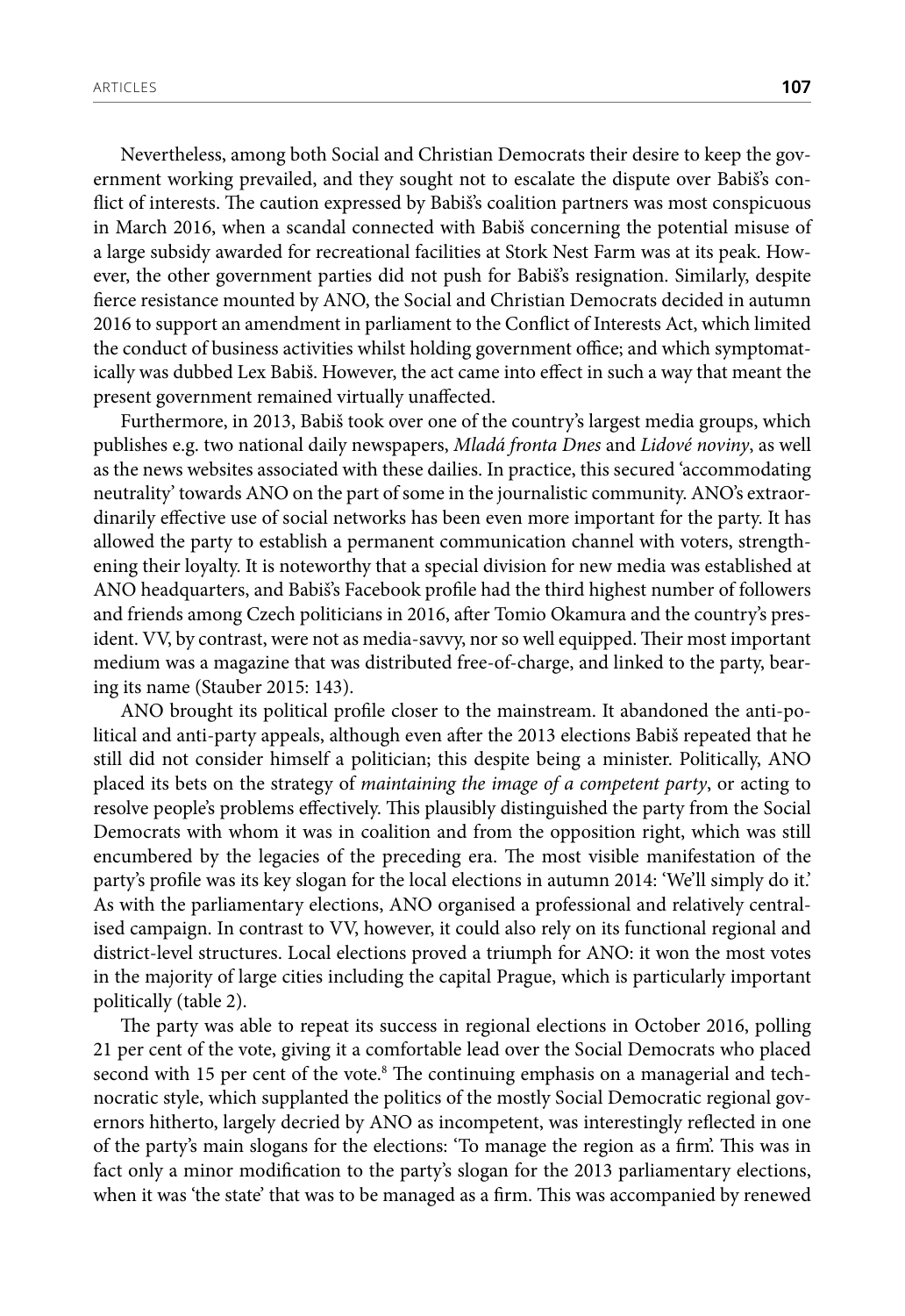Nevertheless, among both Social and Christian Democrats their desire to keep the government working prevailed, and they sought not to escalate the dispute over Babiš's conflict of interests. The caution expressed by Babiš's coalition partners was most conspicuous in March 2016, when a scandal connected with Babiš concerning the potential misuse of a large subsidy awarded for recreational facilities at Stork Nest Farm was at its peak. However, the other government parties did not push for Babiš's resignation. Similarly, despite fierce resistance mounted by ANO, the Social and Christian Democrats decided in autumn 2016 to support an amendment in parliament to the Conflict of Interests Act, which limited the conduct of business activities whilst holding government office; and which symptomatically was dubbed Lex Babiš. However, the act came into effect in such a way that meant the present government remained virtually unaffected.

Furthermore, in 2013, Babiš took over one of the country's largest media groups, which publishes e.g. two national daily newspapers, *Mladá fronta Dnes* and *Lidové noviny*, as well as the news websites associated with these dailies. In practice, this secured 'accommodating neutrality' towards ANO on the part of some in the journalistic community. ANO's extraordinarily effective use of social networks has been even more important for the party. It has allowed the party to establish a permanent communication channel with voters, strengthening their loyalty. It is noteworthy that a special division for new media was established at ANO headquarters, and Babiš's Facebook profile had the third highest number of followers and friends among Czech politicians in 2016, after Tomio Okamura and the country's president. VV, by contrast, were not as media-savvy, nor so well equipped. Their most important medium was a magazine that was distributed free-of-charge, and linked to the party, bearing its name (Stauber 2015: 143).

ANO brought its political profile closer to the mainstream. It abandoned the anti-political and anti-party appeals, although even after the 2013 elections Babiš repeated that he still did not consider himself a politician; this despite being a minister. Politically, ANO placed its bets on the strategy of *maintaining the image of a competent party*, or acting to resolve people's problems effectively. This plausibly distinguished the party from the Social Democrats with whom it was in coalition and from the opposition right, which was still encumbered by the legacies of the preceding era. The most visible manifestation of the party's profile was its key slogan for the local elections in autumn 2014: 'We'll simply do it.' As with the parliamentary elections, ANO organised a professional and relatively centralised campaign. In contrast to VV, however, it could also rely on its functional regional and district-level structures. Local elections proved a triumph for ANO: it won the most votes in the majority of large cities including the capital Prague, which is particularly important politically (table 2).

The party was able to repeat its success in regional elections in October 2016, polling 21 per cent of the vote, giving it a comfortable lead over the Social Democrats who placed second with 15 per cent of the vote.[8] The continuing emphasis on a managerial and technocratic style, which supplanted the politics of the mostly Social Democratic regional governors hitherto, largely decried by ANO as incompetent, was interestingly reflected in one of the party's main slogans for the elections: 'To manage the region as a firm'. This was in fact only a minor modification to the party's slogan for the 2013 parliamentary elections, when it was 'the state' that was to be managed as a firm. This was accompanied by renewed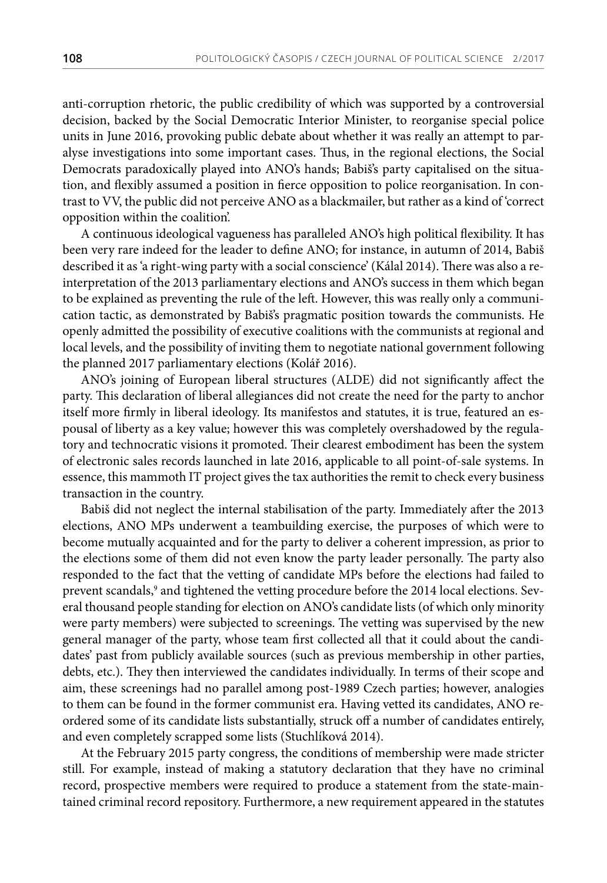anti-corruption rhetoric, the public credibility of which was supported by a controversial decision, backed by the Social Democratic Interior Minister, to reorganise special police units in June 2016, provoking public debate about whether it was really an attempt to paralyse investigations into some important cases. Thus, in the regional elections, the Social Democrats paradoxically played into ANO's hands; Babiš's party capitalised on the situation, and flexibly assumed a position in fierce opposition to police reorganisation. In contrast to VV, the public did not perceive ANO as a blackmailer, but rather as a kind of 'correct opposition within the coalition'.

A continuous ideological vagueness has paralleled ANO's high political flexibility. It has been very rare indeed for the leader to define ANO; for instance, in autumn of 2014, Babiš described it as 'a right-wing party with a social conscience' (Kálal 2014). There was also a reinterpretation of the 2013 parliamentary elections and ANO's success in them which began to be explained as preventing the rule of the left. However, this was really only a communication tactic, as demonstrated by Babiš's pragmatic position towards the communists. He openly admitted the possibility of executive coalitions with the communists at regional and local levels, and the possibility of inviting them to negotiate national government following the planned 2017 parliamentary elections (Kolář 2016).

ANO's joining of European liberal structures (ALDE) did not significantly affect the party. This declaration of liberal allegiances did not create the need for the party to anchor itself more firmly in liberal ideology. Its manifestos and statutes, it is true, featured an espousal of liberty as a key value; however this was completely overshadowed by the regulatory and technocratic visions it promoted. Their clearest embodiment has been the system of electronic sales records launched in late 2016, applicable to all point-of-sale systems. In essence, this mammoth IT project gives the tax authorities the remit to check every business transaction in the country.

Babiš did not neglect the internal stabilisation of the party. Immediately after the 2013 elections, ANO MPs underwent a teambuilding exercise, the purposes of which were to become mutually acquainted and for the party to deliver a coherent impression, as prior to the elections some of them did not even know the party leader personally. The party also responded to the fact that the vetting of candidate MPs before the elections had failed to prevent scandals,[9] and tightened the vetting procedure before the 2014 local elections. Several thousand people standing for election on ANO's candidate lists (of which only minority were party members) were subjected to screenings. The vetting was supervised by the new general manager of the party, whose team first collected all that it could about the candidates' past from publicly available sources (such as previous membership in other parties, debts, etc.). They then interviewed the candidates individually. In terms of their scope and aim, these screenings had no parallel among post-1989 Czech parties; however, analogies to them can be found in the former communist era. Having vetted its candidates, ANO reordered some of its candidate lists substantially, struck off a number of candidates entirely, and even completely scrapped some lists (Stuchlíková 2014).

At the February 2015 party congress, the conditions of membership were made stricter still. For example, instead of making a statutory declaration that they have no criminal record, prospective members were required to produce a statement from the state-maintained criminal record repository. Furthermore, a new requirement appeared in the statutes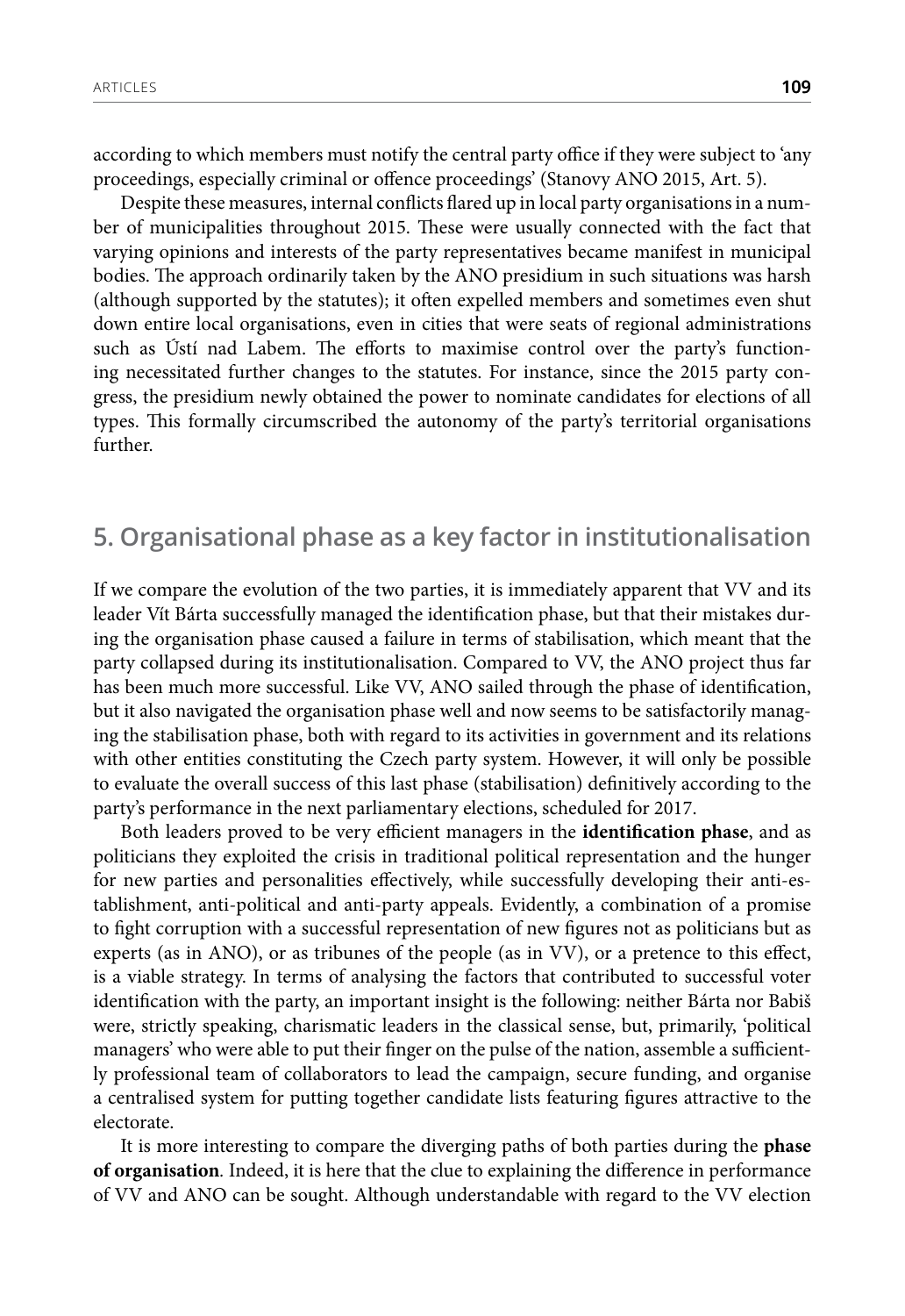according to which members must notify the central party office if they were subject to 'any proceedings, especially criminal or offence proceedings' (Stanovy ANO 2015, Art. 5).

Despite these measures, internal conflicts flared up in local party organisations in a number of municipalities throughout 2015. These were usually connected with the fact that varying opinions and interests of the party representatives became manifest in municipal bodies. The approach ordinarily taken by the ANO presidium in such situations was harsh (although supported by the statutes); it often expelled members and sometimes even shut down entire local organisations, even in cities that were seats of regional administrations such as Ústí nad Labem. The efforts to maximise control over the party's functioning necessitated further changes to the statutes. For instance, since the 2015 party congress, the presidium newly obtained the power to nominate candidates for elections of all types. This formally circumscribed the autonomy of the party's territorial organisations further.

## 5. Organisational phase as a key factor in institutionalisation

If we compare the evolution of the two parties, it is immediately apparent that VV and its leader Vít Bárta successfully managed the identification phase, but that their mistakes during the organisation phase caused a failure in terms of stabilisation, which meant that the party collapsed during its institutionalisation. Compared to VV, the ANO project thus far has been much more successful. Like VV, ANO sailed through the phase of identification, but it also navigated the organisation phase well and now seems to be satisfactorily managing the stabilisation phase, both with regard to its activities in government and its relations with other entities constituting the Czech party system. However, it will only be possible to evaluate the overall success of this last phase (stabilisation) definitively according to the party's performance in the next parliamentary elections, scheduled for 2017.

Both leaders proved to be very efficient managers in the **identification phase**, and as politicians they exploited the crisis in traditional political representation and the hunger for new parties and personalities effectively, while successfully developing their anti-establishment, anti-political and anti-party appeals. Evidently, a combination of a promise to fight corruption with a successful representation of new figures not as politicians but as experts (as in ANO), or as tribunes of the people (as in VV), or a pretence to this effect, is a viable strategy. In terms of analysing the factors that contributed to successful voter identification with the party, an important insight is the following: neither Bárta nor Babiš were, strictly speaking, charismatic leaders in the classical sense, but, primarily, 'political managers' who were able to put their finger on the pulse of the nation, assemble a sufficiently professional team of collaborators to lead the campaign, secure funding, and organise a centralised system for putting together candidate lists featuring figures attractive to the electorate.

It is more interesting to compare the diverging paths of both parties during the **phase of organisation**. Indeed, it is here that the clue to explaining the difference in performance of VV and ANO can be sought. Although understandable with regard to the VV election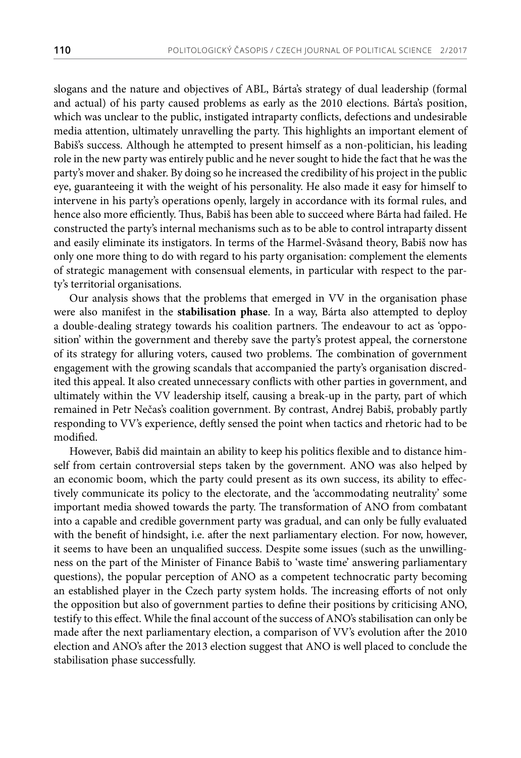slogans and the nature and objectives of ABL, Bárta's strategy of dual leadership (formal and actual) of his party caused problems as early as the 2010 elections. Bárta's position, which was unclear to the public, instigated intraparty conflicts, defections and undesirable media attention, ultimately unravelling the party. This highlights an important element of Babiš's success. Although he attempted to present himself as a non-politician, his leading role in the new party was entirely public and he never sought to hide the fact that he was the party's mover and shaker. By doing so he increased the credibility of his project in the public eye, guaranteeing it with the weight of his personality. He also made it easy for himself to intervene in his party's operations openly, largely in accordance with its formal rules, and hence also more efficiently. Thus, Babiš has been able to succeed where Bárta had failed. He constructed the party's internal mechanisms such as to be able to control intraparty dissent and easily eliminate its instigators. In terms of the Harmel-Svåsand theory, Babiš now has only one more thing to do with regard to his party organisation: complement the elements of strategic management with consensual elements, in particular with respect to the party's territorial organisations.

Our analysis shows that the problems that emerged in VV in the organisation phase were also manifest in the **stabilisation phase**. In a way, Bárta also attempted to deploy a double-dealing strategy towards his coalition partners. The endeavour to act as 'opposition' within the government and thereby save the party's protest appeal, the cornerstone of its strategy for alluring voters, caused two problems. The combination of government engagement with the growing scandals that accompanied the party's organisation discredited this appeal. It also created unnecessary conflicts with other parties in government, and ultimately within the VV leadership itself, causing a break-up in the party, part of which remained in Petr Nečas's coalition government. By contrast, Andrej Babiš, probably partly responding to VV's experience, deftly sensed the point when tactics and rhetoric had to be modified.

However, Babiš did maintain an ability to keep his politics flexible and to distance himself from certain controversial steps taken by the government. ANO was also helped by an economic boom, which the party could present as its own success, its ability to effectively communicate its policy to the electorate, and the 'accommodating neutrality' some important media showed towards the party. The transformation of ANO from combatant into a capable and credible government party was gradual, and can only be fully evaluated with the benefit of hindsight, i.e. after the next parliamentary election. For now, however, it seems to have been an unqualified success. Despite some issues (such as the unwillingness on the part of the Minister of Finance Babiš to 'waste time' answering parliamentary questions), the popular perception of ANO as a competent technocratic party becoming an established player in the Czech party system holds. The increasing efforts of not only the opposition but also of government parties to define their positions by criticising ANO, testify to this effect. While the final account of the success of ANO's stabilisation can only be made after the next parliamentary election, a comparison of VV's evolution after the 2010 election and ANO's after the 2013 election suggest that ANO is well placed to conclude the stabilisation phase successfully.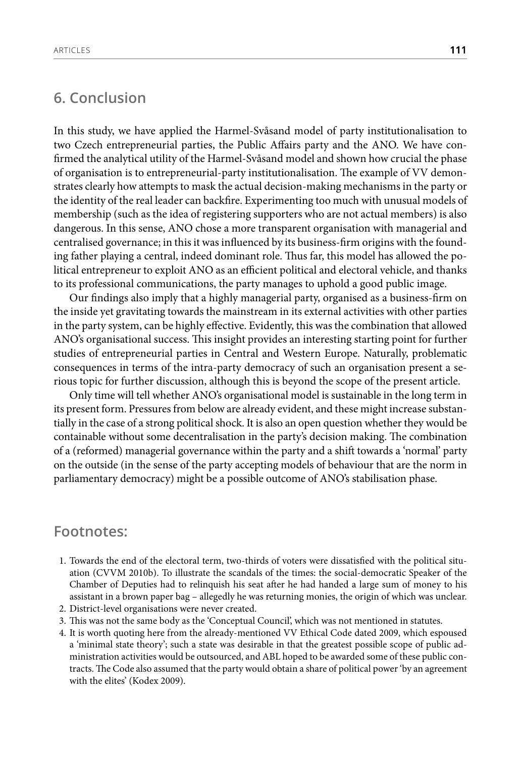## 6. Conclusion

In this study, we have applied the Harmel-Svåsand model of party institutionalisation to two Czech entrepreneurial parties, the Public Affairs party and the ANO. We have confirmed the analytical utility of the Harmel-Svåsand model and shown how crucial the phase of organisation is to entrepreneurial-party institutionalisation. The example of VV demonstrates clearly how attempts to mask the actual decision-making mechanisms in the party or the identity of the real leader can backfire. Experimenting too much with unusual models of membership (such as the idea of registering supporters who are not actual members) is also dangerous. In this sense, ANO chose a more transparent organisation with managerial and centralised governance; in this it was influenced by its business-firm origins with the founding father playing a central, indeed dominant role. Thus far, this model has allowed the political entrepreneur to exploit ANO as an efficient political and electoral vehicle, and thanks to its professional communications, the party manages to uphold a good public image.

Our findings also imply that a highly managerial party, organised as a business-firm on the inside yet gravitating towards the mainstream in its external activities with other parties in the party system, can be highly effective. Evidently, this was the combination that allowed ANO's organisational success. This insight provides an interesting starting point for further studies of entrepreneurial parties in Central and Western Europe. Naturally, problematic consequences in terms of the intra-party democracy of such an organisation present a serious topic for further discussion, although this is beyond the scope of the present article.

Only time will tell whether ANO's organisational model is sustainable in the long term in its present form. Pressures from below are already evident, and these might increase substantially in the case of a strong political shock. It is also an open question whether they would be containable without some decentralisation in the party's decision making. The combination of a (reformed) managerial governance within the party and a shift towards a 'normal' party on the outside (in the sense of the party accepting models of behaviour that are the norm in parliamentary democracy) might be a possible outcome of ANO's stabilisation phase.

## Footnotes:

1. Towards the end of the electoral term, two-thirds of voters were dissatisfied with the political situation (CVVM 2010b). To illustrate the scandals of the times: the social-democratic Speaker of the Chamber of Deputies had to relinquish his seat after he had handed a large sum of money to his assistant in a brown paper bag – allegedly he was returning monies, the origin of which was unclear.
2. District-level organisations were never created.
3. This was not the same body as the 'Conceptual Council', which was not mentioned in statutes.
4. It is worth quoting here from the already-mentioned VV Ethical Code dated 2009, which espoused a 'minimal state theory'; such a state was desirable in that the greatest possible scope of public administration activities would be outsourced, and ABL hoped to be awarded some of these public contracts. The Code also assumed that the party would obtain a share of political power 'by an agreement with the elites' (Kodex 2009).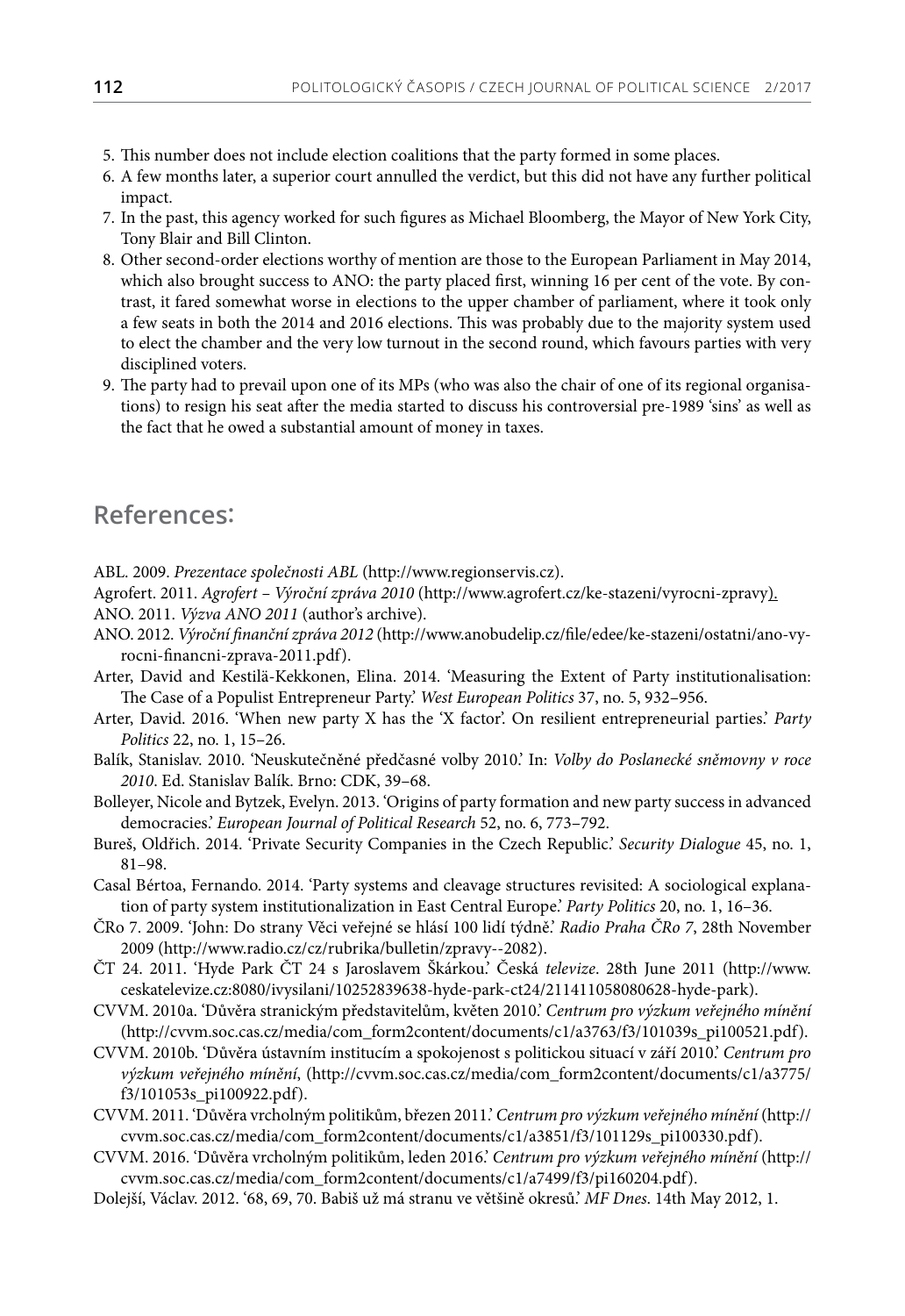5. This number does not include election coalitions that the party formed in some places.
6. A few months later, a superior court annulled the verdict, but this did not have any further political impact.
7. In the past, this agency worked for such figures as Michael Bloomberg, the Mayor of New York City, Tony Blair and Bill Clinton.
8. Other second-order elections worthy of mention are those to the European Parliament in May 2014, which also brought success to ANO: the party placed first, winning 16 per cent of the vote. By contrast, it fared somewhat worse in elections to the upper chamber of parliament, where it took only a few seats in both the 2014 and 2016 elections. This was probably due to the majority system used to elect the chamber and the very low turnout in the second round, which favours parties with very disciplined voters.
9. The party had to prevail upon one of its MPs (who was also the chair of one of its regional organisations) to resign his seat after the media started to discuss his controversial pre-1989 'sins' as well as the fact that he owed a substantial amount of money in taxes.

## References:

ABL. 2009. *Prezentace společnosti ABL* (http://www.regionservis.cz).

Agrofert. 2011. *Agrofert – Výroční zpráva 2010* (http://www.agrofert.cz/ke-stazeni/vyrocni-zpravy).

ANO. 2011. *Výzva ANO 2011* (author's archive).

ANO. 2012. *Výroční finanční zpráva 2012* (http://www.anobudelip.cz/file/edee/ke-stazeni/ostatni/ano-vyrocni-financni-zprava-2011.pdf).

Arter, David and Kestilä-Kekkonen, Elina. 2014. 'Measuring the Extent of Party institutionalisation: The Case of a Populist Entrepreneur Party.' *West European Politics* 37, no. 5, 932–956.

Arter, David. 2016. 'When new party X has the 'X factor'. On resilient entrepreneurial parties.' *Party Politics* 22, no. 1, 15–26.

Balík, Stanislav. 2010. 'Neuskutečněné předčasné volby 2010.' In: *Volby do Poslanecké sněmovny v roce 2010*. Ed. Stanislav Balík. Brno: CDK, 39–68.

Bolleyer, Nicole and Bytzek, Evelyn. 2013. 'Origins of party formation and new party success in advanced democracies.' *European Journal of Political Research* 52, no. 6, 773–792.

Bureš, Oldřich. 2014. 'Private Security Companies in the Czech Republic.' *Security Dialogue* 45, no. 1, 81–98.

Casal Bértoa, Fernando. 2014. 'Party systems and cleavage structures revisited: A sociological explanation of party system institutionalization in East Central Europe.' *Party Politics* 20, no. 1, 16–36.

ČRo 7. 2009. 'John: Do strany Věci veřejné se hlásí 100 lidí týdně.' *Radio Praha ČRo 7*, 28th November 2009 (http://www.radio.cz/cz/rubrika/bulletin/zpravy--2082).

ČT 24. 2011. 'Hyde Park ČT 24 s Jaroslavem Škárkou.' Česká *televize*. 28th June 2011 (http://www.ceskatelevize.cz:8080/ivysilani/10252839638-hyde-park-ct24/211411058080628-hyde-park).

CVVM. 2010a. 'Důvěra stranickým představitelům, květen 2010.' *Centrum pro výzkum veřejného mínění* (http://cvvm.soc.cas.cz/media/com_form2content/documents/c1/a3763/f3/101039s_pi100521.pdf).

CVVM. 2010b. 'Důvěra ústavním institucím a spokojenost s politickou situací v září 2010.' *Centrum pro výzkum veřejného mínění*, (http://cvvm.soc.cas.cz/media/com_form2content/documents/c1/a3775/f3/101053s_pi100922.pdf).

CVVM. 2011. 'Důvěra vrcholným politikům, březen 2011.' *Centrum pro výzkum veřejného mínění* (http://cvvm.soc.cas.cz/media/com_form2content/documents/c1/a3851/f3/101129s_pi100330.pdf).

CVVM. 2016. 'Důvěra vrcholným politikům, leden 2016.' *Centrum pro výzkum veřejného mínění* (http://cvvm.soc.cas.cz/media/com_form2content/documents/c1/a7499/f3/pi160204.pdf).

Dolejší, Václav. 2012. '68, 69, 70. Babiš už má stranu ve většině okresů.' *MF Dnes*. 14th May 2012, 1.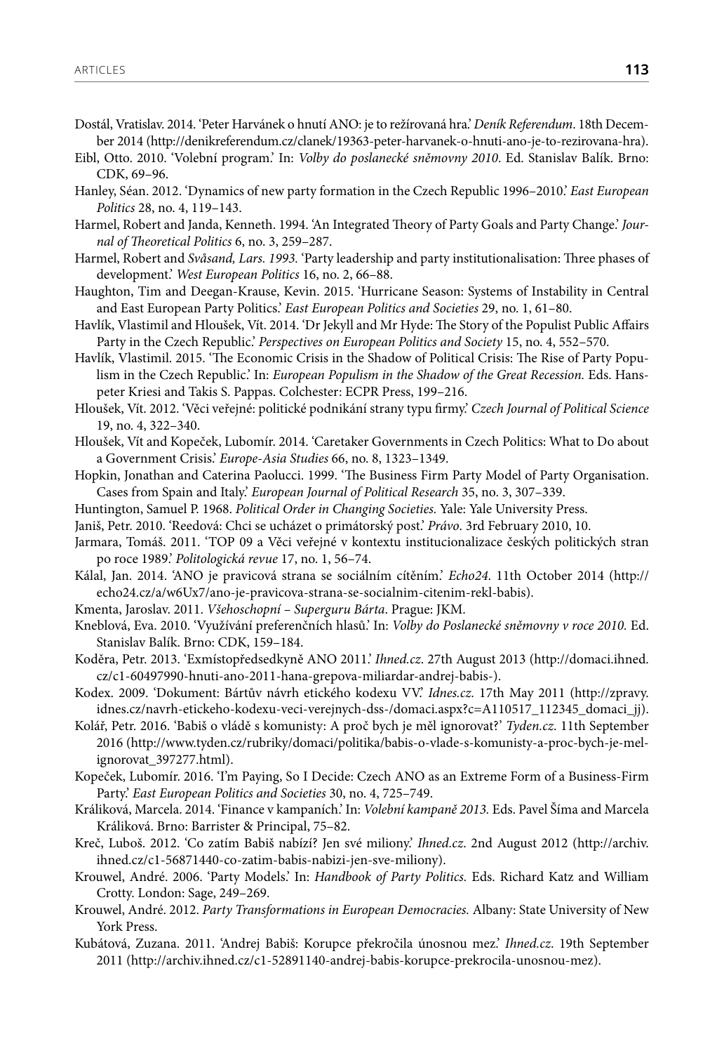Dostál, Vratislav. 2014. 'Peter Harvánek o hnutí ANO: je to režírovaná hra.' *Deník Referendum*. 18th December 2014 (http://denikreferendum.cz/clanek/19363-peter-harvanek-o-hnuti-ano-je-to-rezirovana-hra).

Eibl, Otto. 2010. 'Volební program.' In: *Volby do poslanecké sněmovny 2010*. Ed. Stanislav Balík. Brno: CDK, 69–96.

Hanley, Séan. 2012. 'Dynamics of new party formation in the Czech Republic 1996–2010.' *East European Politics* 28, no. 4, 119–143.

Harmel, Robert and Janda, Kenneth. 1994. 'An Integrated Theory of Party Goals and Party Change.' *Journal of Theoretical Politics* 6, no. 3, 259–287.

Harmel, Robert and *Svåsand, Lars. 1993.* 'Party leadership and party institutionalisation: Three phases of development.' *West European Politics* 16, no. 2, 66–88.

Haughton, Tim and Deegan-Krause, Kevin. 2015. 'Hurricane Season: Systems of Instability in Central and East European Party Politics.' *East European Politics and Societies* 29, no. 1, 61–80.

Havlík, Vlastimil and Hloušek, Vít. 2014. 'Dr Jekyll and Mr Hyde: The Story of the Populist Public Affairs Party in the Czech Republic.' *Perspectives on European Politics and Society* 15, no. 4, 552–570.

Havlík, Vlastimil. 2015. 'The Economic Crisis in the Shadow of Political Crisis: The Rise of Party Populism in the Czech Republic.' In: *European Populism in the Shadow of the Great Recession.* Eds. Hanspeter Kriesi and Takis S. Pappas. Colchester: ECPR Press, 199–216.

Hloušek, Vít. 2012. 'Věci veřejné: politické podnikání strany typu firmy.' *Czech Journal of Political Science* 19, no. 4, 322–340.

Hloušek, Vít and Kopeček, Lubomír. 2014. 'Caretaker Governments in Czech Politics: What to Do about a Government Crisis.' *Europe-Asia Studies* 66, no. 8, 1323–1349.

Hopkin, Jonathan and Caterina Paolucci. 1999. 'The Business Firm Party Model of Party Organisation. Cases from Spain and Italy.' *European Journal of Political Research* 35, no. 3, 307–339.

Huntington, Samuel P. 1968. *Political Order in Changing Societies.* Yale: Yale University Press.

Janiš, Petr. 2010. 'Reedová: Chci se ucházet o primátorský post.' *Právo*. 3rd February 2010, 10.

Jarmara, Tomáš. 2011. 'TOP 09 a Věci veřejné v kontextu institucionalizace českých politických stran po roce 1989.' *Politologická revue* 17, no. 1, 56–74.

Kálal, Jan. 2014. 'ANO je pravicová strana se sociálním cítěním.' *Echo24*. 11th October 2014 (http://echo24.cz/a/w6Ux7/ano-je-pravicova-strana-se-socialnim-citenim-rekl-babis).

Kmenta, Jaroslav. 2011. *Všehoschopní – Superguru Bárta*. Prague: JKM.

Kneblová, Eva. 2010. 'Využívání preferenčních hlasů.' In: *Volby do Poslanecké sněmovny v roce 2010.* Ed. Stanislav Balík. Brno: CDK, 159–184.

Koděra, Petr. 2013. 'Exmístopředsedkyně ANO 2011.' *Ihned.cz*. 27th August 2013 (http://domaci.ihned.cz/c1-60497990-hnuti-ano-2011-hana-grepova-miliardar-andrej-babis-).

Kodex. 2009. 'Dokument: Bártův návrh etického kodexu VV.' *Idnes.cz.* 17th May 2011 (http://zpravy.idnes.cz/navrh-etickeho-kodexu-veci-verejnych-dss-/domaci.aspx?c=A110517_112345_domaci_jj).

Kolář, Petr. 2016. 'Babiš o vládě s komunisty: A proč bych je měl ignorovat?' *Tyden.cz.* 11th September 2016 (http://www.tyden.cz/rubriky/domaci/politika/babis-o-vlade-s-komunisty-a-proc-bych-je-mel-ignorovat_397277.html).

Kopeček, Lubomír. 2016. 'I'm Paying, So I Decide: Czech ANO as an Extreme Form of a Business-Firm Party.' *East European Politics and Societies* 30, no. 4, 725–749.

Králiková, Marcela. 2014. 'Finance v kampaních.' In: *Volební kampaně 2013.* Eds. Pavel Šíma and Marcela Králiková. Brno: Barrister & Principal, 75–82.

Kreč, Luboš. 2012. 'Co zatím Babiš nabízí? Jen své miliony.' *Ihned.cz.* 2nd August 2012 (http://archiv.ihned.cz/c1-56871440-co-zatim-babis-nabizi-jen-sve-miliony).

Krouwel, André. 2006. 'Party Models.' In: *Handbook of Party Politics.* Eds. Richard Katz and William Crotty. London: Sage, 249–269.

Krouwel, André. 2012. *Party Transformations in European Democracies.* Albany: State University of New York Press.

Kubátová, Zuzana. 2011. 'Andrej Babiš: Korupce překročila únosnou mez.' *Ihned.cz*. 19th September 2011 (http://archiv.ihned.cz/c1-52891140-andrej-babis-korupce-prekrocila-unosnou-mez).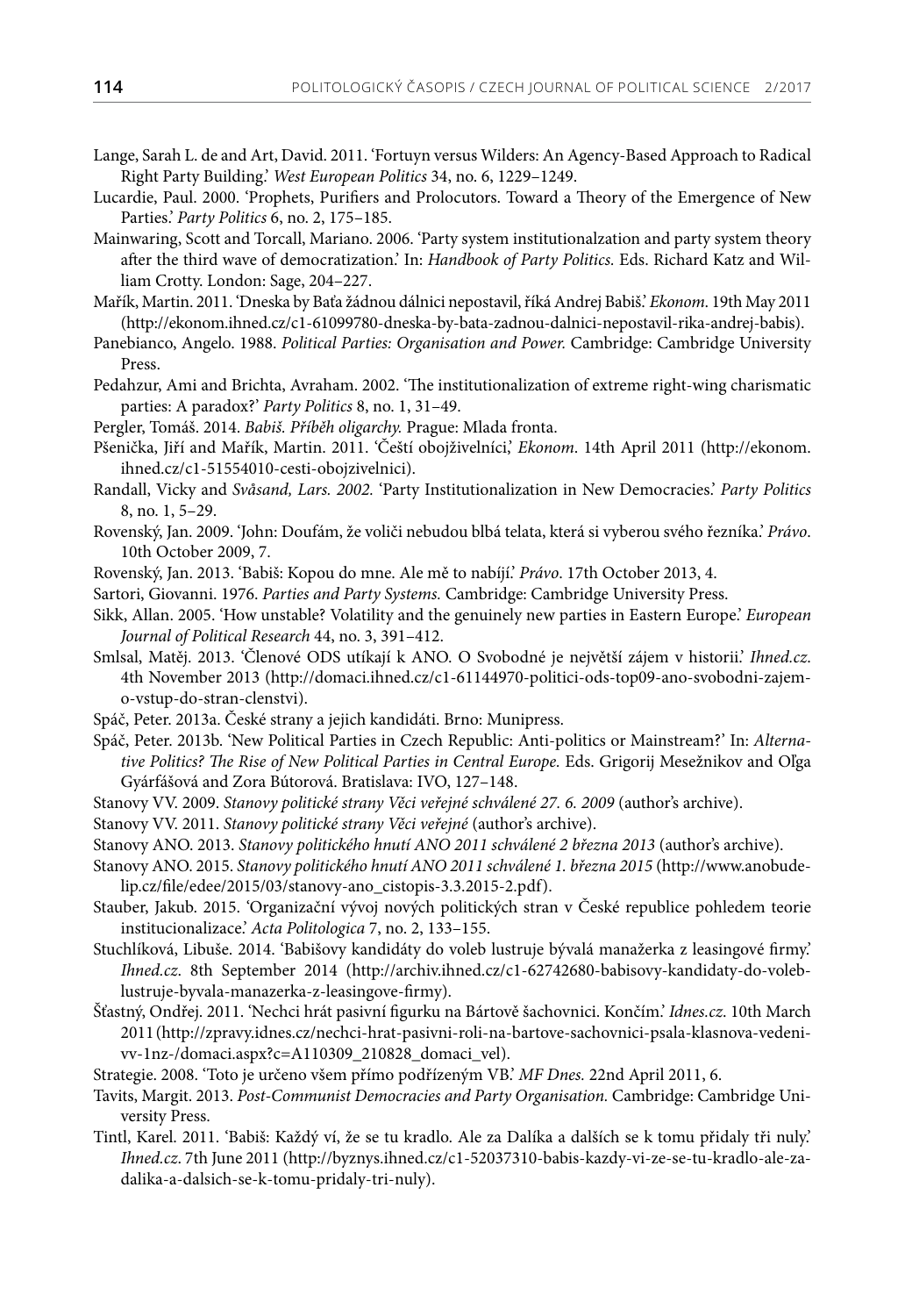Lange, Sarah L. de and Art, David. 2011. 'Fortuyn versus Wilders: An Agency-Based Approach to Radical Right Party Building.' *West European Politics* 34, no. 6, 1229–1249.

Lucardie, Paul. 2000. 'Prophets, Purifiers and Prolocutors. Toward a Theory of the Emergence of New Parties.' *Party Politics* 6, no. 2, 175–185.

Mainwaring, Scott and Torcall, Mariano. 2006. 'Party system institutionalzation and party system theory after the third wave of democratization.' In: *Handbook of Party Politics.* Eds. Richard Katz and William Crotty. London: Sage, 204–227.

Mařík, Martin. 2011. 'Dneska by Baťa žádnou dálnici nepostavil, říká Andrej Babiš.' *Ekonom.* 19th May 2011 (http://ekonom.ihned.cz/c1-61099780-dneska-by-bata-zadnou-dalnici-nepostavil-rika-andrej-babis).

Panebianco, Angelo. 1988. *Political Parties: Organisation and Power.* Cambridge: Cambridge University Press.

Pedahzur, Ami and Brichta, Avraham. 2002. 'The institutionalization of extreme right-wing charismatic parties: A paradox?' *Party Politics* 8, no. 1, 31–49.

Pergler, Tomáš. 2014. *Babiš. Příběh oligarchy.* Prague: Mlada fronta.

Pšenička, Jiří and Mařík, Martin. 2011. 'Čeští obojživelníci,' *Ekonom*. 14th April 2011 (http://ekonom.ihned.cz/c1-51554010-cesti-obojzivelnici).

Randall, Vicky and *Svåsand, Lars. 2002.* 'Party Institutionalization in New Democracies.' *Party Politics* 8, no. 1, 5–29.

Rovenský, Jan. 2009. 'John: Doufám, že voliči nebudou blbá telata, která si vyberou svého řezníka.' *Právo*. 10th October 2009, 7.

Rovenský, Jan. 2013. 'Babiš: Kopou do mne. Ale mě to nabíjí.' *Právo*. 17th October 2013, 4.

Sartori, Giovanni. 1976. *Parties and Party Systems.* Cambridge: Cambridge University Press.

Sikk, Allan. 2005. 'How unstable? Volatility and the genuinely new parties in Eastern Europe.' *European Journal of Political Research* 44, no. 3, 391–412.

Smlsal, Matěj. 2013. 'Členové ODS utíkají k ANO. O Svobodné je největší zájem v historii.' *Ihned.cz*. 4th November 2013 (http://domaci.ihned.cz/c1-61144970-politici-ods-top09-ano-svobodni-zajem-o-vstup-do-stran-clenstvi).

Spáč, Peter. 2013a. České strany a jejich kandidáti. Brno: Munipress.

Spáč, Peter. 2013b. 'New Political Parties in Czech Republic: Anti-politics or Mainstream?' In: *Alternative Politics? The Rise of New Political Parties in Central Europe.* Eds. Grigorij Mesežnikov and Oľga Gyárfášová and Zora Bútorová. Bratislava: IVO, 127–148.

Stanovy VV. 2009. *Stanovy politické strany Věci veřejné schválené 27. 6. 2009* (author's archive).

Stanovy VV. 2011. *Stanovy politické strany Věci veřejné* (author's archive).

Stanovy ANO. 2013. *Stanovy politického hnutí ANO 2011 schválené 2 března 2013* (author's archive).

Stanovy ANO. 2015. *Stanovy politického hnutí ANO 2011 schválené 1. března 2015* (http://www.anobudelip.cz/file/edee/2015/03/stanovy-ano_cistopis-3.3.2015-2.pdf).

Stauber, Jakub. 2015. 'Organizační vývoj nových politických stran v České republice pohledem teorie institucionalizace.' *Acta Politologica* 7, no. 2, 133–155.

Stuchlíková, Libuše. 2014. 'Babišovy kandidáty do voleb lustruje bývalá manažerka z leasingové firmy.' *Ihned.cz*. 8th September 2014 (http://archiv.ihned.cz/c1-62742680-babisovy-kandidaty-do-voleb-lustruje-byvala-manazerka-z-leasingove-firmy).

Šťastný, Ondřej. 2011. 'Nechci hrát pasivní figurku na Bártově šachovnici. Končím.' *Idnes.cz*. 10th March 2011 (http://zpravy.idnes.cz/nechci-hrat-pasivni-roli-na-bartove-sachovnici-psala-klasnova-vedeni-vv-1nz-/domaci.aspx?c=A110309_210828_domaci_vel).

Strategie. 2008. 'Toto je určeno všem přímo podřízeným VB.' *MF Dnes.* 22nd April 2011, 6.

Tavits, Margit. 2013. *Post-Communist Democracies and Party Organisation.* Cambridge: Cambridge University Press.

Tintl, Karel. 2011. 'Babiš: Každý ví, že se tu kradlo. Ale za Dalíka a dalších se k tomu přidaly tři nuly.' *Ihned.cz*. 7th June 2011 (http://byznys.ihned.cz/c1-52037310-babis-kazdy-vi-ze-se-tu-kradlo-ale-za-dalika-a-dalsich-se-k-tomu-pridaly-tri-nuly).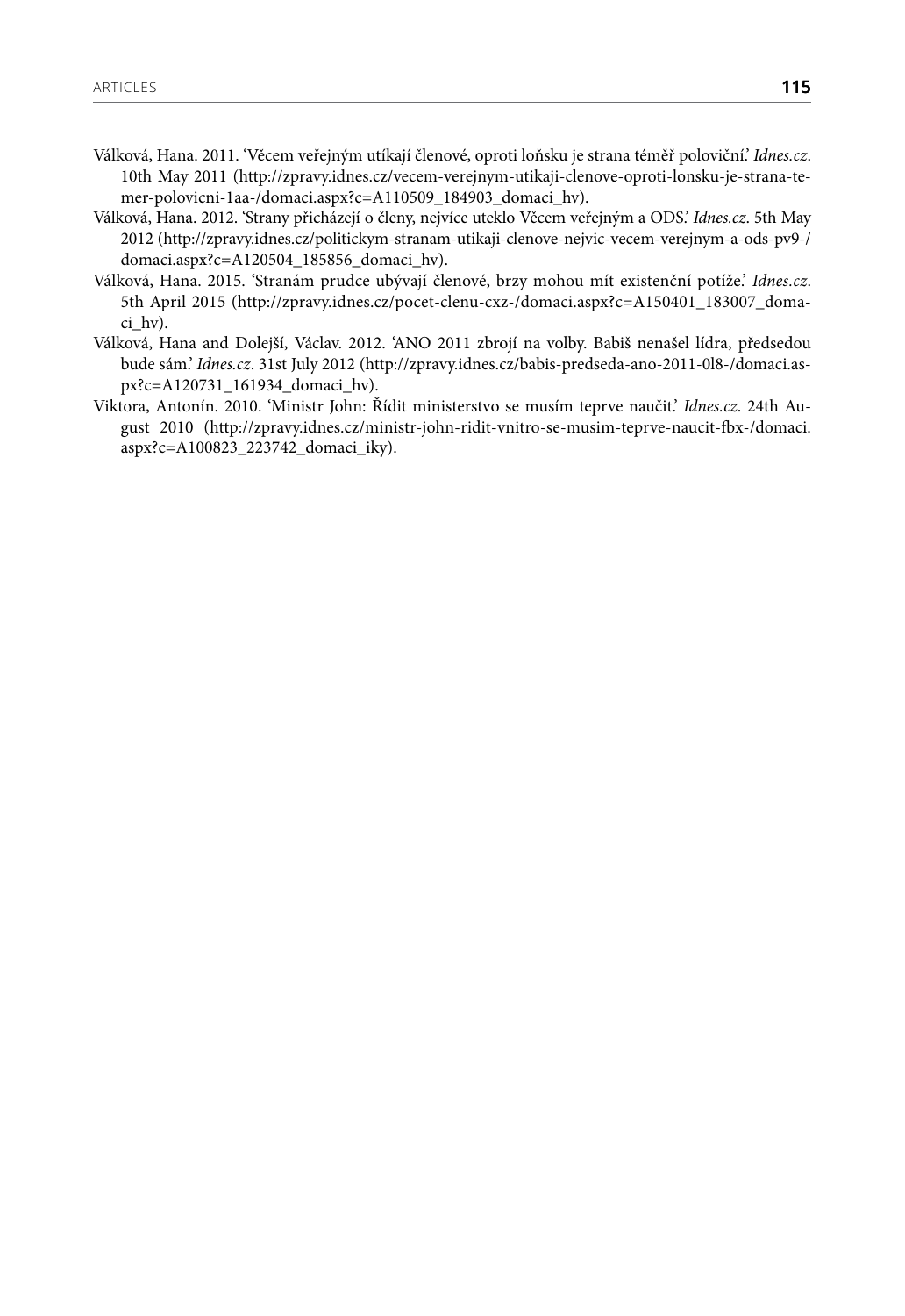Válková, Hana. 2011. 'Věcem veřejným utíkají členové, oproti loňsku je strana téměř poloviční.' *Idnes.cz*. 10th May 2011 (http://zpravy.idnes.cz/vecem-verejnym-utikaji-clenove-oproti-lonsku-je-strana-temer-polovicni-1aa-/domaci.aspx?c=A110509_184903_domaci_hv).

Válková, Hana. 2012. 'Strany přicházejí o členy, nejvíce uteklo Věcem veřejným a ODS.' *Idnes.cz*. 5th May 2012 (http://zpravy.idnes.cz/politickym-stranam-utikaji-clenove-nejvic-vecem-verejnym-a-ods-pv9-/domaci.aspx?c=A120504_185856_domaci_hv).

Válková, Hana. 2015. 'Stranám prudce ubývají členové, brzy mohou mít existenční potíže.' *Idnes.cz*. 5th April 2015 (http://zpravy.idnes.cz/pocet-clenu-cxz-/domaci.aspx?c=A150401_183007_domaci_hv).

Válková, Hana and Dolejší, Václav. 2012. 'ANO 2011 zbrojí na volby. Babiš nenašel lídra, předsedou bude sám.' *Idnes.cz*. 31st July 2012 (http://zpravy.idnes.cz/babis-predseda-ano-2011-0l8-/domaci.aspx?c=A120731_161934_domaci_hv).

Viktora, Antonín. 2010. 'Ministr John: Řídit ministerstvo se musím teprve naučit.' *Idnes.cz*. 24th August 2010 (http://zpravy.idnes.cz/ministr-john-ridit-vnitro-se-musim-teprve-naucit-fbx-/domaci.aspx?c=A100823_223742_domaci_iky).